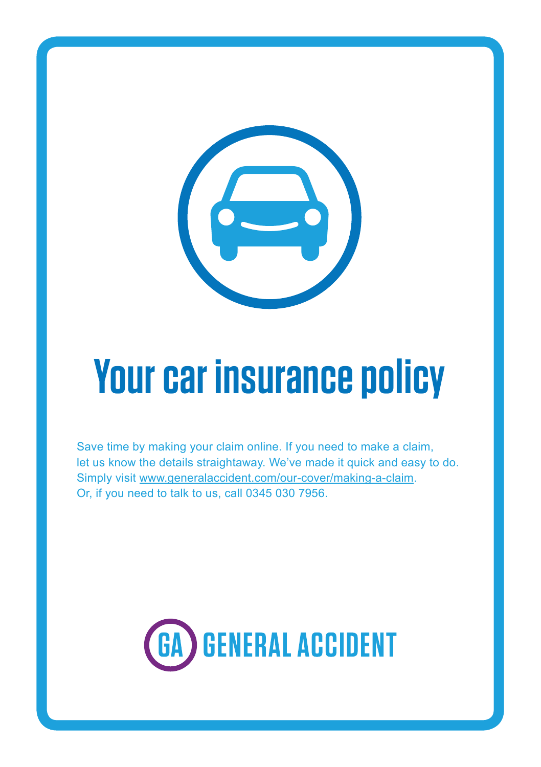# Your car insurance policy

Save time by making your claim online. If you need to make a claim, let us know the details straightaway. We've made it quick and easy to do. Simply visit www.generalaccident.com/our-cover/making-a-claim. Or, if you need to talk to us, call 0345 030 7956.

GA GENERAL ACCIDENT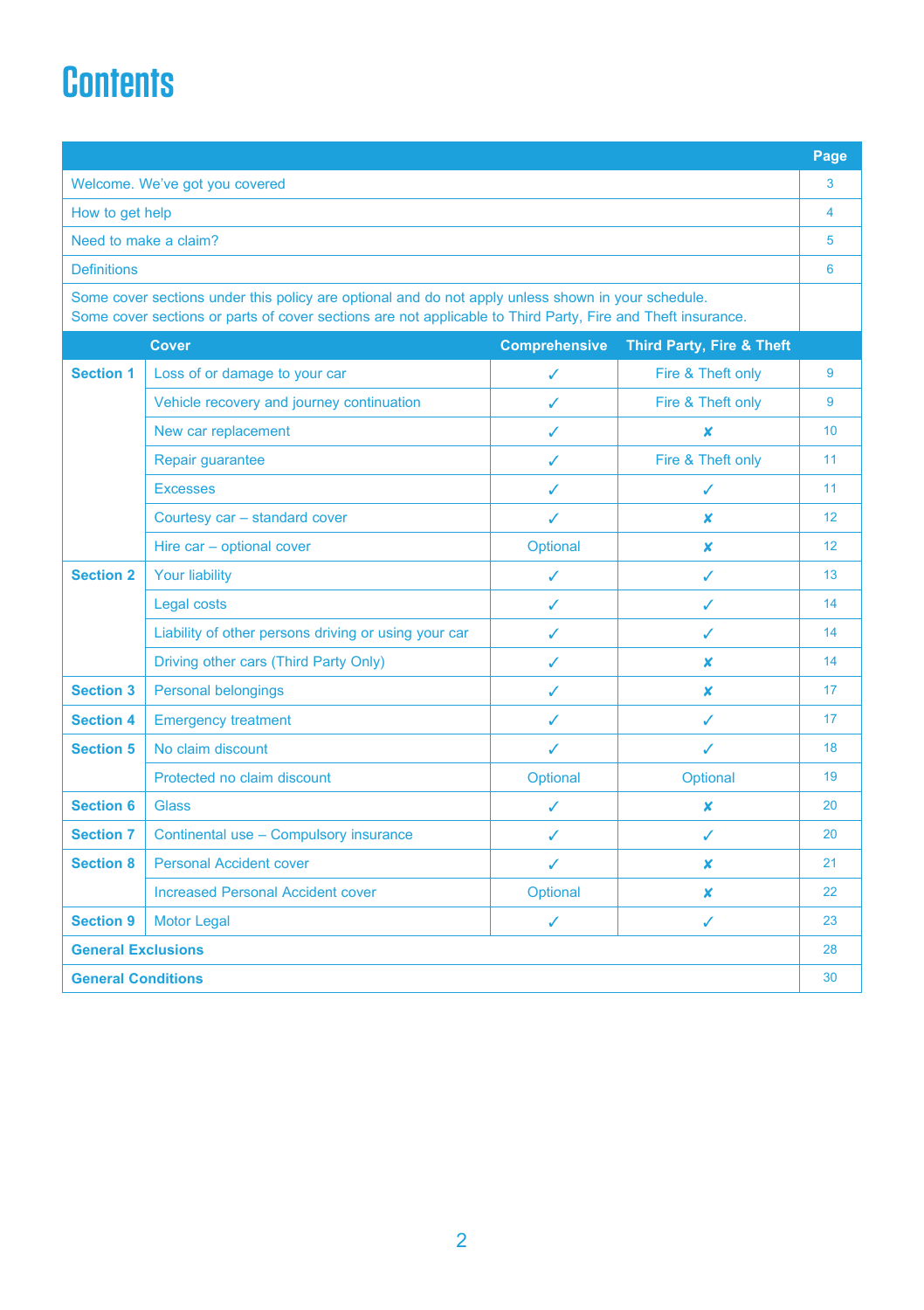# Contents

| | | | | Page |
|---|---|---|---|---|
| Welcome. We've got you covered | | | | 3 |
| How to get help | | | | 4 |
| Need to make a claim? | | | | 5 |
| Definitions | | | | 6 |
| Some cover sections under this policy are optional and do not apply unless shown in your schedule. Some cover sections or parts of cover sections are not applicable to Third Party, Fire and Theft insurance. | | | | |
| | **Cover** | **Comprehensive** | **Third Party, Fire & Theft** | |
| **Section 1** | Loss of or damage to your car | ✓ | Fire & Theft only | 9 |
| | Vehicle recovery and journey continuation | ✓ | Fire & Theft only | 9 |
| | New car replacement | ✓ | ✘ | 10 |
| | Repair guarantee | ✓ | Fire & Theft only | 11 |
| | Excesses | ✓ | ✓ | 11 |
| | Courtesy car – standard cover | ✓ | ✘ | 12 |
| | Hire car – optional cover | Optional | ✘ | 12 |
| **Section 2** | Your liability | ✓ | ✓ | 13 |
| | Legal costs | ✓ | ✓ | 14 |
| | Liability of other persons driving or using your car | ✓ | ✓ | 14 |
| | Driving other cars (Third Party Only) | ✓ | ✘ | 14 |
| **Section 3** | Personal belongings | ✓ | ✘ | 17 |
| **Section 4** | Emergency treatment | ✓ | ✓ | 17 |
| **Section 5** | No claim discount | ✓ | ✓ | 18 |
| | Protected no claim discount | Optional | Optional | 19 |
| **Section 6** | Glass | ✓ | ✘ | 20 |
| **Section 7** | Continental use – Compulsory insurance | ✓ | ✓ | 20 |
| **Section 8** | Personal Accident cover | ✓ | ✘ | 21 |
| | Increased Personal Accident cover | Optional | ✘ | 22 |
| **Section 9** | Motor Legal | ✓ | ✓ | 23 |
| **General Exclusions** | | | | 28 |
| **General Conditions** | | | | 30 |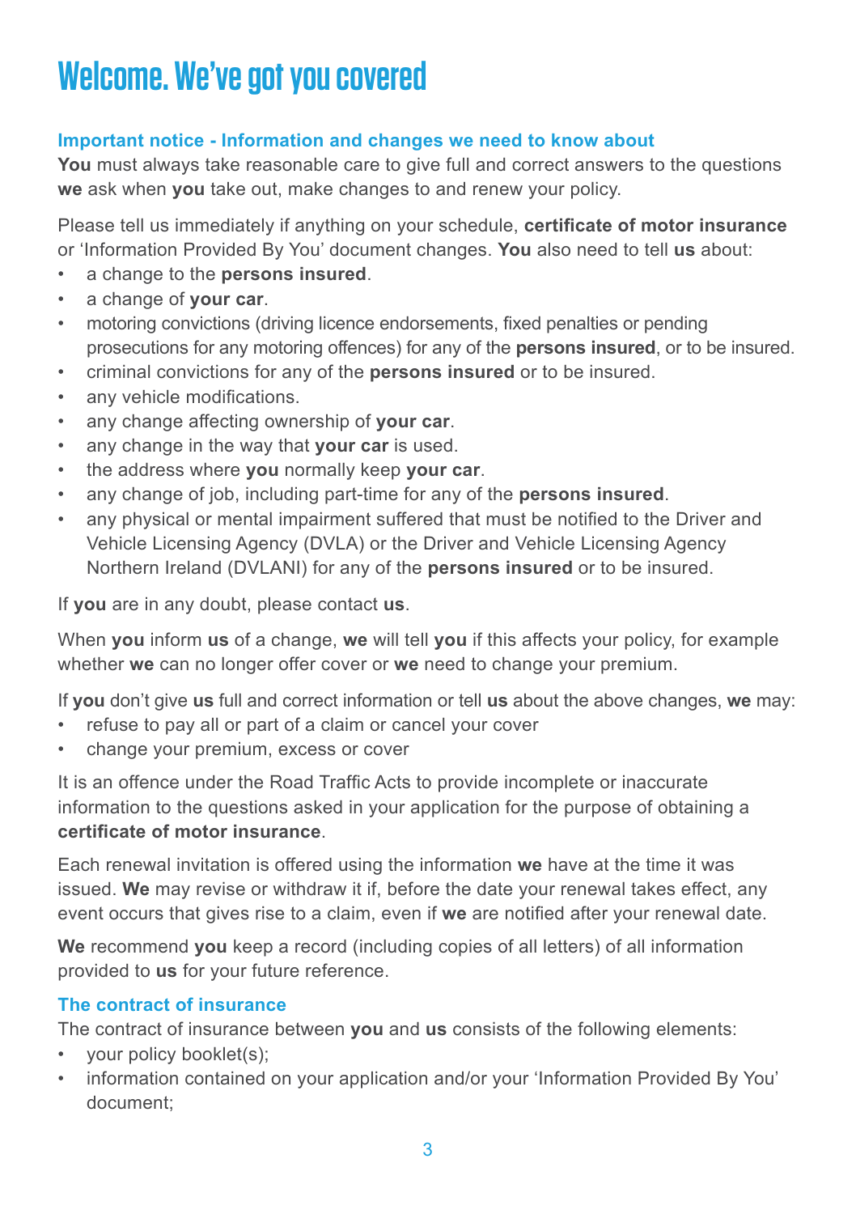# Welcome. We've got you covered

## Important notice - Information and changes we need to know about

**You** must always take reasonable care to give full and correct answers to the questions **we** ask when **you** take out, make changes to and renew your policy.

Please tell us immediately if anything on your schedule, **certificate of motor insurance** or 'Information Provided By You' document changes. **You** also need to tell **us** about:

- a change to the **persons insured**.
- a change of **your car**.
- motoring convictions (driving licence endorsements, fixed penalties or pending prosecutions for any motoring offences) for any of the **persons insured**, or to be insured.
- criminal convictions for any of the **persons insured** or to be insured.
- any vehicle modifications.
- any change affecting ownership of **your car**.
- any change in the way that **your car** is used.
- the address where **you** normally keep **your car**.
- any change of job, including part-time for any of the **persons insured**.
- any physical or mental impairment suffered that must be notified to the Driver and Vehicle Licensing Agency (DVLA) or the Driver and Vehicle Licensing Agency Northern Ireland (DVLANI) for any of the **persons insured** or to be insured.

If **you** are in any doubt, please contact **us**.

When **you** inform **us** of a change, **we** will tell **you** if this affects your policy, for example whether **we** can no longer offer cover or **we** need to change your premium.

If **you** don't give **us** full and correct information or tell **us** about the above changes, **we** may:

- refuse to pay all or part of a claim or cancel your cover
- change your premium, excess or cover

It is an offence under the Road Traffic Acts to provide incomplete or inaccurate information to the questions asked in your application for the purpose of obtaining a **certificate of motor insurance**.

Each renewal invitation is offered using the information **we** have at the time it was issued. **We** may revise or withdraw it if, before the date your renewal takes effect, any event occurs that gives rise to a claim, even if **we** are notified after your renewal date.

**We** recommend **you** keep a record (including copies of all letters) of all information provided to **us** for your future reference.

## The contract of insurance

The contract of insurance between **you** and **us** consists of the following elements:

- your policy booklet(s);
- information contained on your application and/or your 'Information Provided By You' document;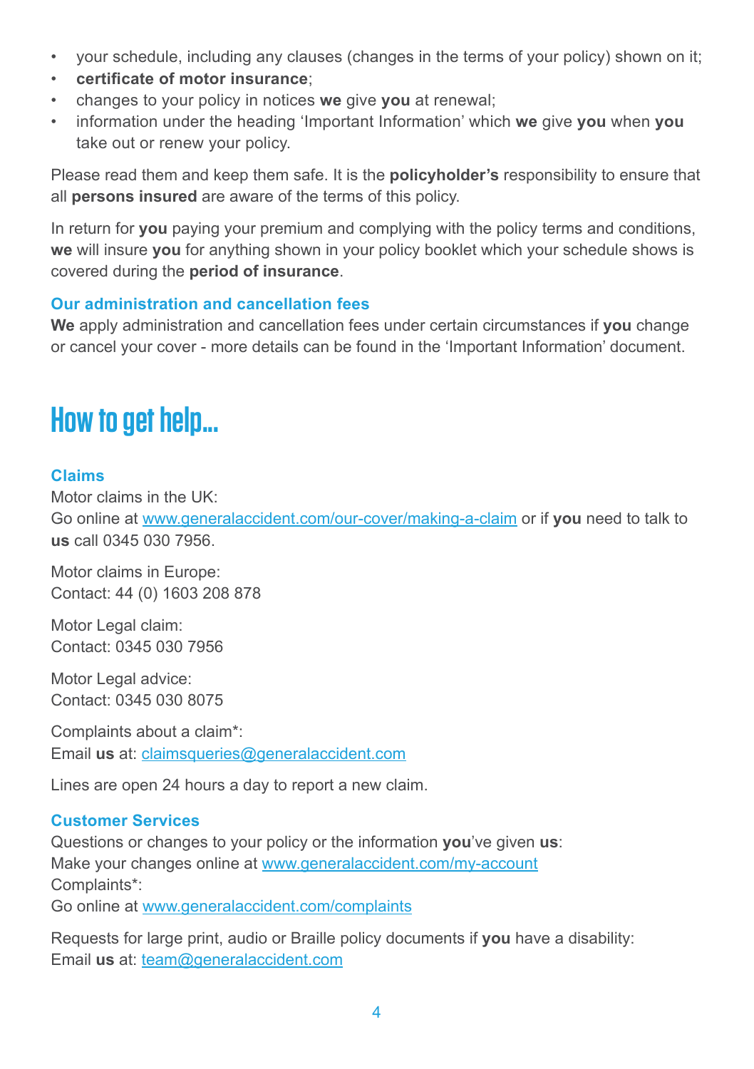- your schedule, including any clauses (changes in the terms of your policy) shown on it;
- **certificate of motor insurance**;
- changes to your policy in notices **we** give **you** at renewal;
- information under the heading 'Important Information' which **we** give **you** when **you** take out or renew your policy.

Please read them and keep them safe. It is the **policyholder's** responsibility to ensure that all **persons insured** are aware of the terms of this policy.

In return for **you** paying your premium and complying with the policy terms and conditions, **we** will insure **you** for anything shown in your policy booklet which your schedule shows is covered during the **period of insurance**.

### Our administration and cancellation fees

**We** apply administration and cancellation fees under certain circumstances if **you** change or cancel your cover - more details can be found in the 'Important Information' document.

# How to get help...

### Claims

Motor claims in the UK:
Go online at www.generalaccident.com/our-cover/making-a-claim or if **you** need to talk to **us** call 0345 030 7956.

Motor claims in Europe:
Contact: 44 (0) 1603 208 878

Motor Legal claim:
Contact: 0345 030 7956

Motor Legal advice:
Contact: 0345 030 8075

Complaints about a claim*:
Email **us** at: claimsqueries@generalaccident.com

Lines are open 24 hours a day to report a new claim.

### Customer Services

Questions or changes to your policy or the information **you**'ve given **us**:
Make your changes online at www.generalaccident.com/my-account
Complaints*:
Go online at www.generalaccident.com/complaints

Requests for large print, audio or Braille policy documents if **you** have a disability:
Email **us** at: team@generalaccident.com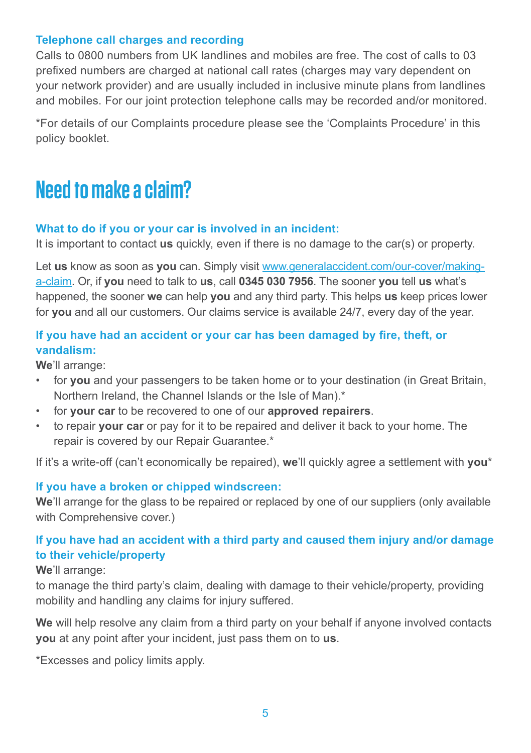### Telephone call charges and recording

Calls to 0800 numbers from UK landlines and mobiles are free. The cost of calls to 03 prefixed numbers are charged at national call rates (charges may vary dependent on your network provider) and are usually included in inclusive minute plans from landlines and mobiles. For our joint protection telephone calls may be recorded and/or monitored.

*For details of our Complaints procedure please see the 'Complaints Procedure' in this policy booklet.

# Need to make a claim?

### What to do if you or your car is involved in an incident:

It is important to contact **us** quickly, even if there is no damage to the car(s) or property.

Let **us** know as soon as **you** can. Simply visit www.generalaccident.com/our-cover/making-a-claim. Or, if **you** need to talk to **us**, call **0345 030 7956**. The sooner **you** tell **us** what's happened, the sooner **we** can help **you** and any third party. This helps **us** keep prices lower for **you** and all our customers. Our claims service is available 24/7, every day of the year.

### If you have had an accident or your car has been damaged by fire, theft, or vandalism:

**We**'ll arrange:

- for **you** and your passengers to be taken home or to your destination (in Great Britain, Northern Ireland, the Channel Islands or the Isle of Man).*
- for **your car** to be recovered to one of our **approved repairers**.
- to repair **your car** or pay for it to be repaired and deliver it back to your home. The repair is covered by our Repair Guarantee.*

If it's a write-off (can't economically be repaired), **we**'ll quickly agree a settlement with **you***

### If you have a broken or chipped windscreen:

**We**'ll arrange for the glass to be repaired or replaced by one of our suppliers (only available with Comprehensive cover.)

### If you have had an accident with a third party and caused them injury and/or damage to their vehicle/property

**We**'ll arrange:

to manage the third party's claim, dealing with damage to their vehicle/property, providing mobility and handling any claims for injury suffered.

**We** will help resolve any claim from a third party on your behalf if anyone involved contacts **you** at any point after your incident, just pass them on to **us**.

*Excesses and policy limits apply.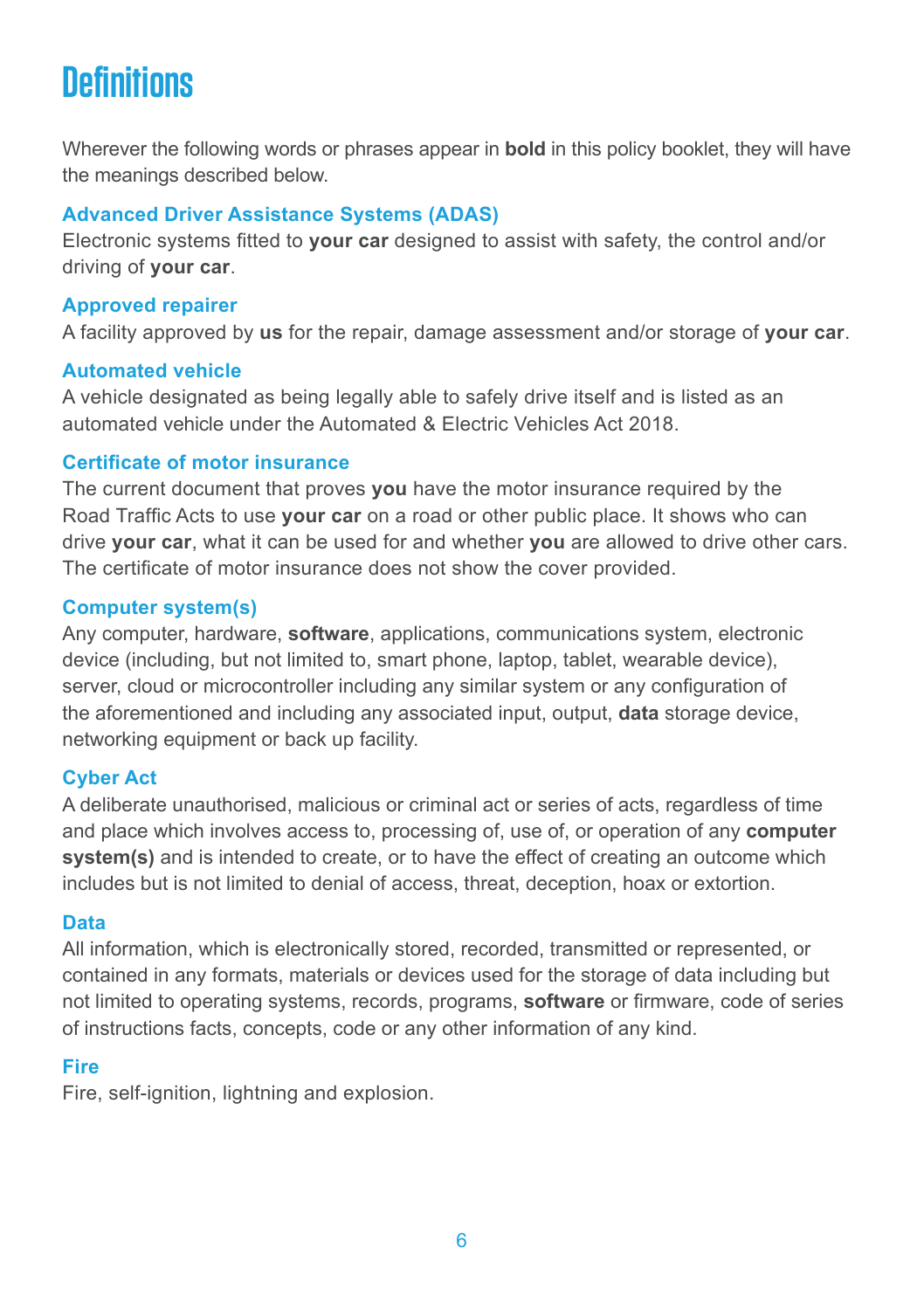# Definitions

Wherever the following words or phrases appear in **bold** in this policy booklet, they will have the meanings described below.

### Advanced Driver Assistance Systems (ADAS)

Electronic systems fitted to **your car** designed to assist with safety, the control and/or driving of **your car**.

### Approved repairer

A facility approved by **us** for the repair, damage assessment and/or storage of **your car**.

### Automated vehicle

A vehicle designated as being legally able to safely drive itself and is listed as an automated vehicle under the Automated & Electric Vehicles Act 2018.

### Certificate of motor insurance

The current document that proves **you** have the motor insurance required by the Road Traffic Acts to use **your car** on a road or other public place. It shows who can drive **your car**, what it can be used for and whether **you** are allowed to drive other cars. The certificate of motor insurance does not show the cover provided.

### Computer system(s)

Any computer, hardware, **software**, applications, communications system, electronic device (including, but not limited to, smart phone, laptop, tablet, wearable device), server, cloud or microcontroller including any similar system or any configuration of the aforementioned and including any associated input, output, **data** storage device, networking equipment or back up facility.

### Cyber Act

A deliberate unauthorised, malicious or criminal act or series of acts, regardless of time and place which involves access to, processing of, use of, or operation of any **computer system(s)** and is intended to create, or to have the effect of creating an outcome which includes but is not limited to denial of access, threat, deception, hoax or extortion.

### Data

All information, which is electronically stored, recorded, transmitted or represented, or contained in any formats, materials or devices used for the storage of data including but not limited to operating systems, records, programs, **software** or firmware, code of series of instructions facts, concepts, code or any other information of any kind.

### Fire

Fire, self-ignition, lightning and explosion.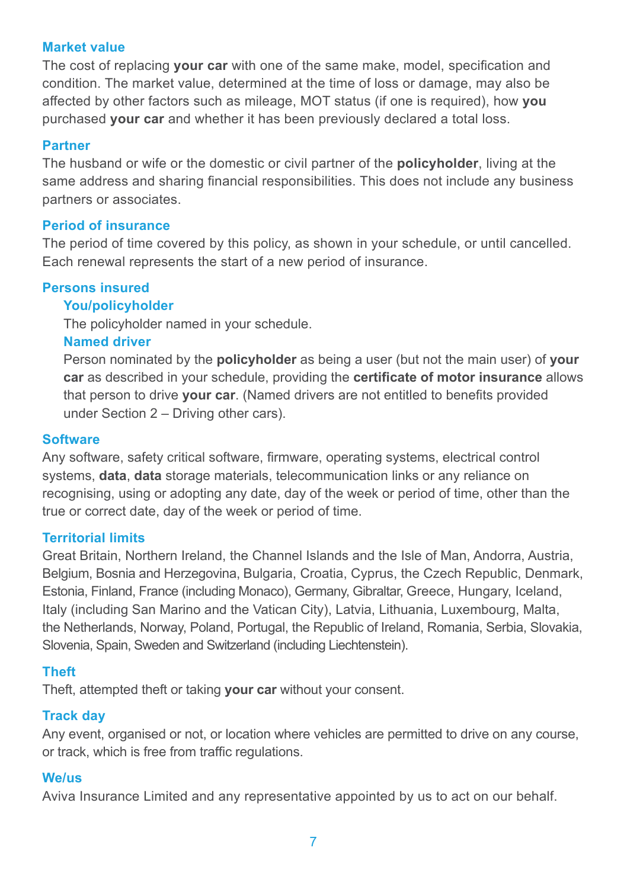### Market value

The cost of replacing **your car** with one of the same make, model, specification and condition. The market value, determined at the time of loss or damage, may also be affected by other factors such as mileage, MOT status (if one is required), how **you** purchased **your car** and whether it has been previously declared a total loss.

### Partner

The husband or wife or the domestic or civil partner of the **policyholder**, living at the same address and sharing financial responsibilities. This does not include any business partners or associates.

### Period of insurance

The period of time covered by this policy, as shown in your schedule, or until cancelled. Each renewal represents the start of a new period of insurance.

### Persons insured

#### You/policyholder

The policyholder named in your schedule.

#### Named driver

Person nominated by the **policyholder** as being a user (but not the main user) of **your car** as described in your schedule, providing the **certificate of motor insurance** allows that person to drive **your car**. (Named drivers are not entitled to benefits provided under Section 2 – Driving other cars).

### Software

Any software, safety critical software, firmware, operating systems, electrical control systems, **data**, **data** storage materials, telecommunication links or any reliance on recognising, using or adopting any date, day of the week or period of time, other than the true or correct date, day of the week or period of time.

### Territorial limits

Great Britain, Northern Ireland, the Channel Islands and the Isle of Man, Andorra, Austria, Belgium, Bosnia and Herzegovina, Bulgaria, Croatia, Cyprus, the Czech Republic, Denmark, Estonia, Finland, France (including Monaco), Germany, Gibraltar, Greece, Hungary, Iceland, Italy (including San Marino and the Vatican City), Latvia, Lithuania, Luxembourg, Malta, the Netherlands, Norway, Poland, Portugal, the Republic of Ireland, Romania, Serbia, Slovakia, Slovenia, Spain, Sweden and Switzerland (including Liechtenstein).

### Theft

Theft, attempted theft or taking **your car** without your consent.

### Track day

Any event, organised or not, or location where vehicles are permitted to drive on any course, or track, which is free from traffic regulations.

### We/us

Aviva Insurance Limited and any representative appointed by us to act on our behalf.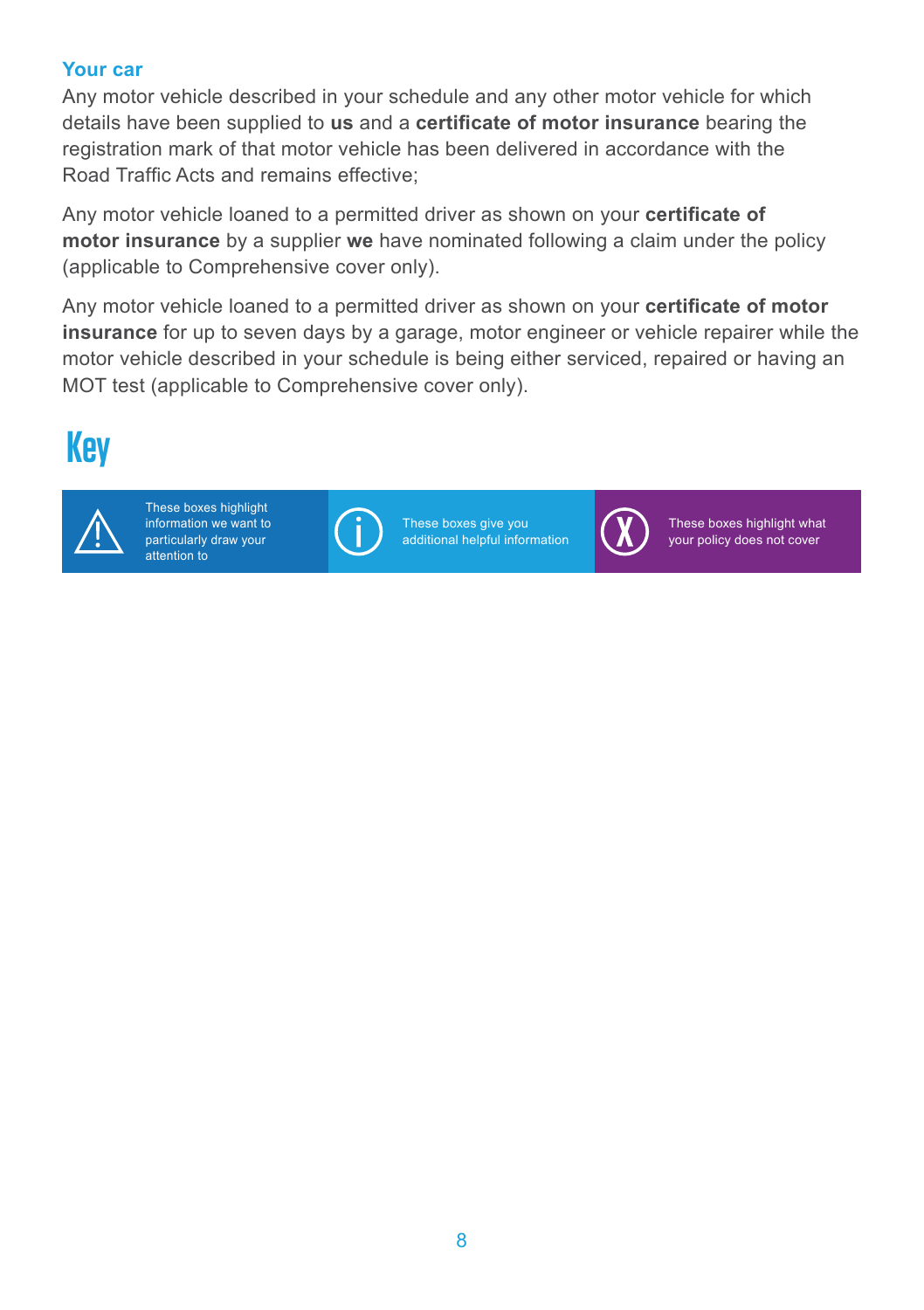### Your car

Any motor vehicle described in your schedule and any other motor vehicle for which details have been supplied to **us** and a **certificate of motor insurance** bearing the registration mark of that motor vehicle has been delivered in accordance with the Road Traffic Acts and remains effective;

Any motor vehicle loaned to a permitted driver as shown on your **certificate of motor insurance** by a supplier **we** have nominated following a claim under the policy (applicable to Comprehensive cover only).

Any motor vehicle loaned to a permitted driver as shown on your **certificate of motor insurance** for up to seven days by a garage, motor engineer or vehicle repairer while the motor vehicle described in your schedule is being either serviced, repaired or having an MOT test (applicable to Comprehensive cover only).

# Key

| | | |
|---|---|---|
| ⚠ These boxes highlight information we want to particularly draw your attention to | ⓘ These boxes give you additional helpful information | ⓧ These boxes highlight what your policy does not cover |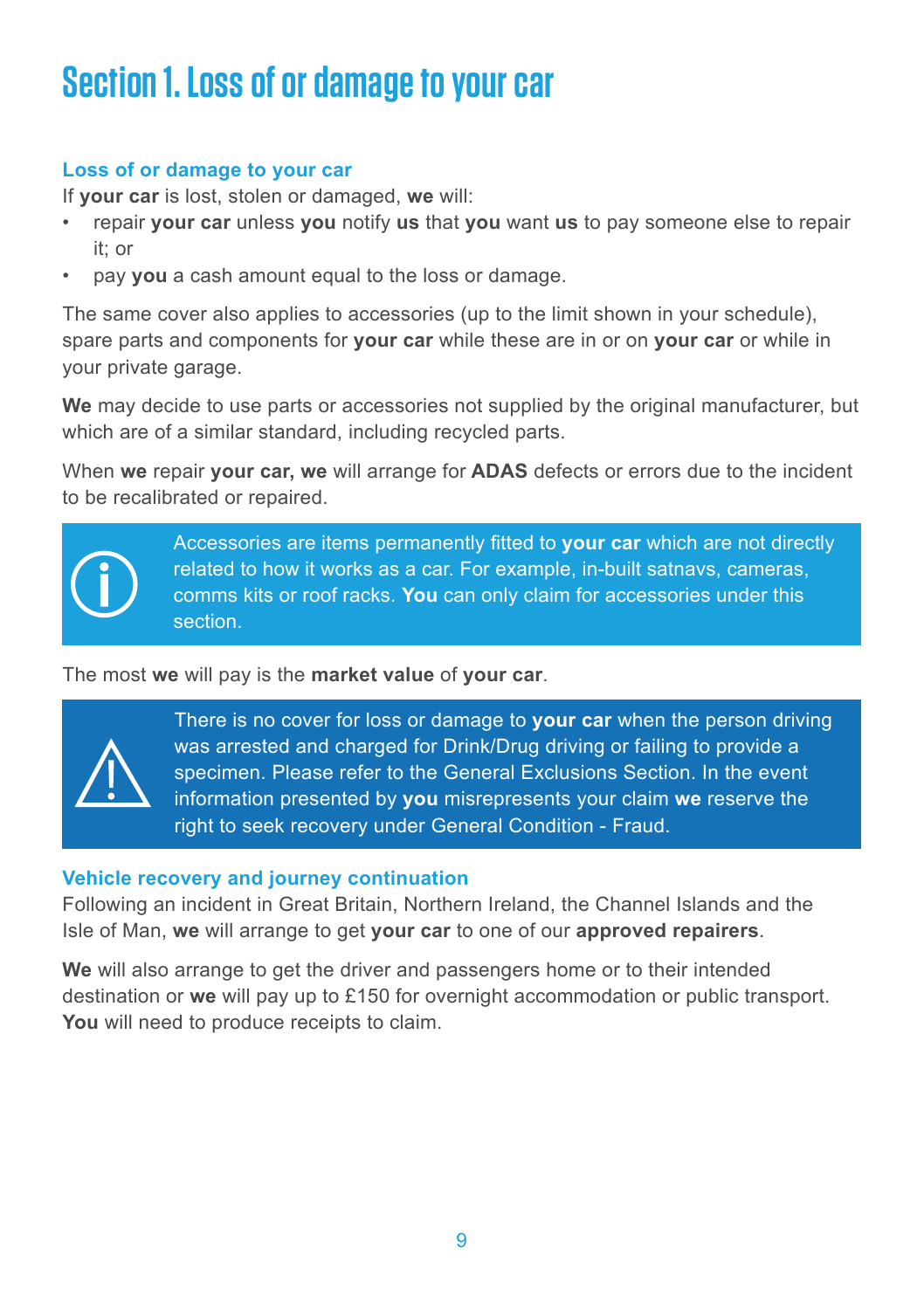# Section 1. Loss of or damage to your car

## Loss of or damage to your car

If **your car** is lost, stolen or damaged, **we** will:

- repair **your car** unless **you** notify **us** that **you** want **us** to pay someone else to repair it; or
- pay **you** a cash amount equal to the loss or damage.

The same cover also applies to accessories (up to the limit shown in your schedule), spare parts and components for **your car** while these are in or on **your car** or while in your private garage.

**We** may decide to use parts or accessories not supplied by the original manufacturer, but which are of a similar standard, including recycled parts.

When **we** repair **your car, we** will arrange for **ADAS** defects or errors due to the incident to be recalibrated or repaired.

> Accessories are items permanently fitted to **your car** which are not directly related to how it works as a car. For example, in-built satnavs, cameras, comms kits or roof racks. **You** can only claim for accessories under this section.

The most **we** will pay is the **market value** of **your car**.

> There is no cover for loss or damage to **your car** when the person driving was arrested and charged for Drink/Drug driving or failing to provide a specimen. Please refer to the General Exclusions Section. In the event information presented by **you** misrepresents your claim **we** reserve the right to seek recovery under General Condition - Fraud.

## Vehicle recovery and journey continuation

Following an incident in Great Britain, Northern Ireland, the Channel Islands and the Isle of Man, **we** will arrange to get **your car** to one of our **approved repairers**.

**We** will also arrange to get the driver and passengers home or to their intended destination or **we** will pay up to £150 for overnight accommodation or public transport. **You** will need to produce receipts to claim.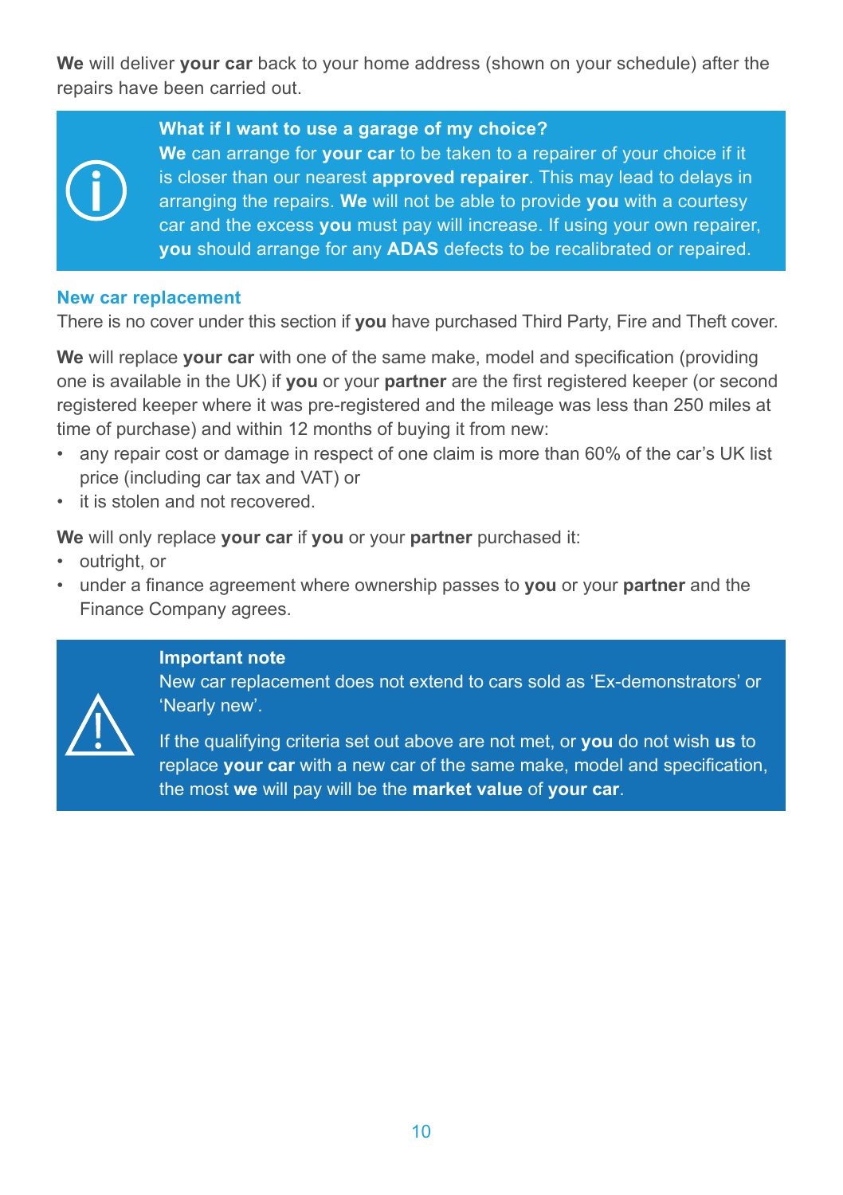**We** will deliver **your car** back to your home address (shown on your schedule) after the repairs have been carried out.

> **What if I want to use a garage of my choice?**
> **We** can arrange for **your car** to be taken to a repairer of your choice if it is closer than our nearest **approved repairer**. This may lead to delays in arranging the repairs. **We** will not be able to provide **you** with a courtesy car and the excess **you** must pay will increase. If using your own repairer, **you** should arrange for any **ADAS** defects to be recalibrated or repaired.

### New car replacement

There is no cover under this section if **you** have purchased Third Party, Fire and Theft cover.

**We** will replace **your car** with one of the same make, model and specification (providing one is available in the UK) if **you** or your **partner** are the first registered keeper (or second registered keeper where it was pre-registered and the mileage was less than 250 miles at time of purchase) and within 12 months of buying it from new:

- any repair cost or damage in respect of one claim is more than 60% of the car's UK list price (including car tax and VAT) or
- it is stolen and not recovered.

**We** will only replace **your car** if **you** or your **partner** purchased it:

- outright, or
- under a finance agreement where ownership passes to **you** or your **partner** and the Finance Company agrees.

> **Important note**
> New car replacement does not extend to cars sold as 'Ex-demonstrators' or 'Nearly new'.
>
> If the qualifying criteria set out above are not met, or **you** do not wish **us** to replace **your car** with a new car of the same make, model and specification, the most **we** will pay will be the **market value** of **your car**.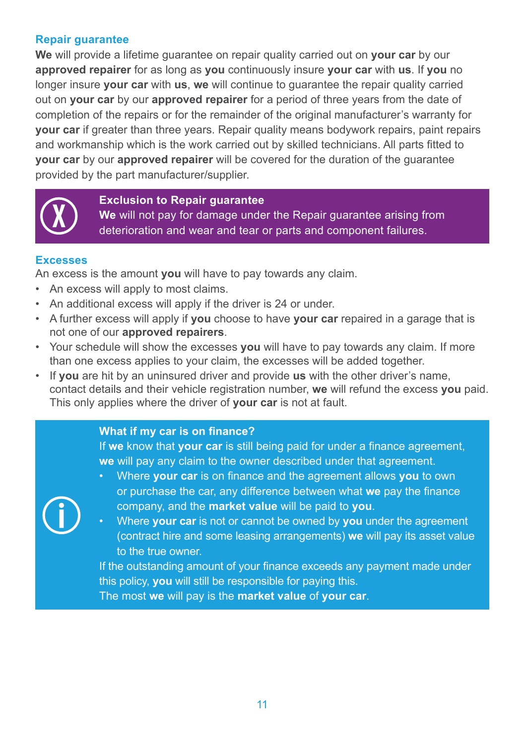### Repair guarantee

**We** will provide a lifetime guarantee on repair quality carried out on **your car** by our **approved repairer** for as long as **you** continuously insure **your car** with **us**. If **you** no longer insure **your car** with **us**, **we** will continue to guarantee the repair quality carried out on **your car** by our **approved repairer** for a period of three years from the date of completion of the repairs or for the remainder of the original manufacturer's warranty for **your car** if greater than three years. Repair quality means bodywork repairs, paint repairs and workmanship which is the work carried out by skilled technicians. All parts fitted to **your car** by our **approved repairer** will be covered for the duration of the guarantee provided by the part manufacturer/supplier.

> **Exclusion to Repair guarantee**
> **We** will not pay for damage under the Repair guarantee arising from deterioration and wear and tear or parts and component failures.

### Excesses

An excess is the amount **you** will have to pay towards any claim.

- An excess will apply to most claims.
- An additional excess will apply if the driver is 24 or under.
- A further excess will apply if **you** choose to have **your car** repaired in a garage that is not one of our **approved repairers**.
- Your schedule will show the excesses **you** will have to pay towards any claim. If more than one excess applies to your claim, the excesses will be added together.
- If **you** are hit by an uninsured driver and provide **us** with the other driver's name, contact details and their vehicle registration number, **we** will refund the excess **you** paid. This only applies where the driver of **your car** is not at fault.

> **What if my car is on finance?**
> If **we** know that **your car** is still being paid for under a finance agreement, **we** will pay any claim to the owner described under that agreement.
> - Where **your car** is on finance and the agreement allows **you** to own or purchase the car, any difference between what **we** pay the finance company, and the **market value** will be paid to **you**.
> - Where **your car** is not or cannot be owned by **you** under the agreement (contract hire and some leasing arrangements) **we** will pay its asset value to the true owner.
>
> If the outstanding amount of your finance exceeds any payment made under this policy, **you** will still be responsible for paying this.
> The most **we** will pay is the **market value** of **your car**.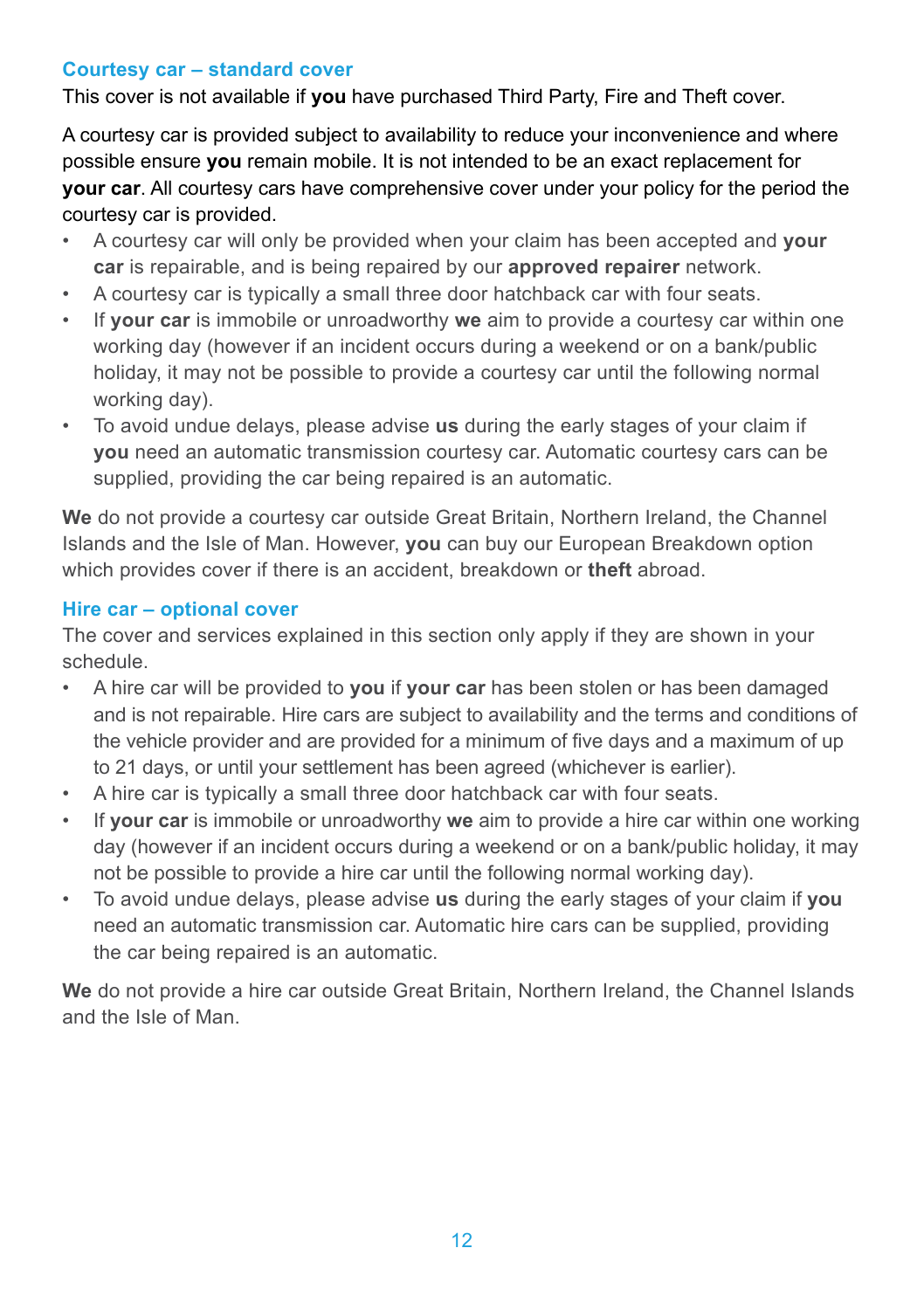## Courtesy car – standard cover

This cover is not available if **you** have purchased Third Party, Fire and Theft cover.

A courtesy car is provided subject to availability to reduce your inconvenience and where possible ensure **you** remain mobile. It is not intended to be an exact replacement for **your car**. All courtesy cars have comprehensive cover under your policy for the period the courtesy car is provided.

- A courtesy car will only be provided when your claim has been accepted and **your car** is repairable, and is being repaired by our **approved repairer** network.
- A courtesy car is typically a small three door hatchback car with four seats.
- If **your car** is immobile or unroadworthy **we** aim to provide a courtesy car within one working day (however if an incident occurs during a weekend or on a bank/public holiday, it may not be possible to provide a courtesy car until the following normal working day).
- To avoid undue delays, please advise **us** during the early stages of your claim if **you** need an automatic transmission courtesy car. Automatic courtesy cars can be supplied, providing the car being repaired is an automatic.

**We** do not provide a courtesy car outside Great Britain, Northern Ireland, the Channel Islands and the Isle of Man. However, **you** can buy our European Breakdown option which provides cover if there is an accident, breakdown or **theft** abroad.

## Hire car – optional cover

The cover and services explained in this section only apply if they are shown in your schedule.

- A hire car will be provided to **you** if **your car** has been stolen or has been damaged and is not repairable. Hire cars are subject to availability and the terms and conditions of the vehicle provider and are provided for a minimum of five days and a maximum of up to 21 days, or until your settlement has been agreed (whichever is earlier).
- A hire car is typically a small three door hatchback car with four seats.
- If **your car** is immobile or unroadworthy **we** aim to provide a hire car within one working day (however if an incident occurs during a weekend or on a bank/public holiday, it may not be possible to provide a hire car until the following normal working day).
- To avoid undue delays, please advise **us** during the early stages of your claim if **you** need an automatic transmission car. Automatic hire cars can be supplied, providing the car being repaired is an automatic.

**We** do not provide a hire car outside Great Britain, Northern Ireland, the Channel Islands and the Isle of Man.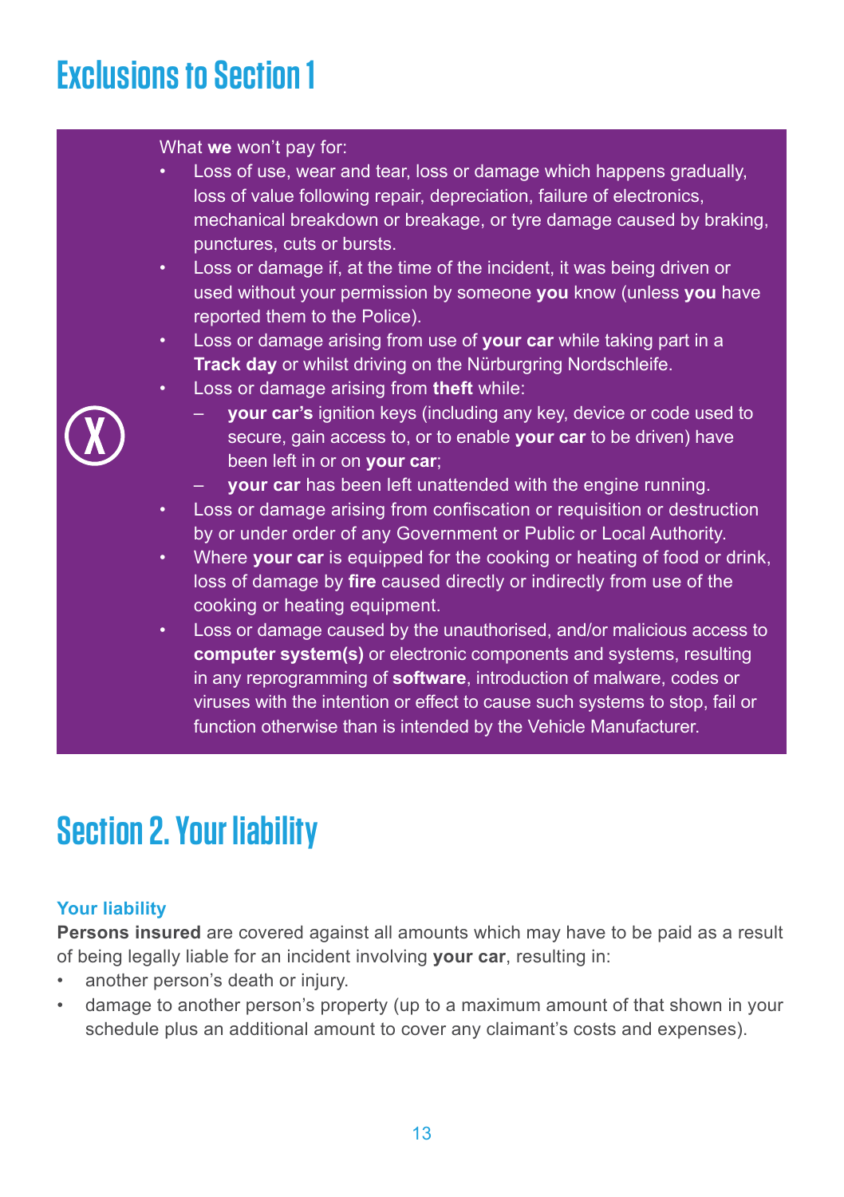# Exclusions to Section 1

What **we** won't pay for:

- Loss of use, wear and tear, loss or damage which happens gradually, loss of value following repair, depreciation, failure of electronics, mechanical breakdown or breakage, or tyre damage caused by braking, punctures, cuts or bursts.
- Loss or damage if, at the time of the incident, it was being driven or used without your permission by someone **you** know (unless **you** have reported them to the Police).
- Loss or damage arising from use of **your car** while taking part in a **Track day** or whilst driving on the Nürburgring Nordschleife.
- Loss or damage arising from **theft** while:
  - **your car's** ignition keys (including any key, device or code used to secure, gain access to, or to enable **your car** to be driven) have been left in or on **your car**;
  - **your car** has been left unattended with the engine running.
- Loss or damage arising from confiscation or requisition or destruction by or under order of any Government or Public or Local Authority.
- Where **your car** is equipped for the cooking or heating of food or drink, loss of damage by **fire** caused directly or indirectly from use of the cooking or heating equipment.
- Loss or damage caused by the unauthorised, and/or malicious access to **computer system(s)** or electronic components and systems, resulting in any reprogramming of **software**, introduction of malware, codes or viruses with the intention or effect to cause such systems to stop, fail or function otherwise than is intended by the Vehicle Manufacturer.

# Section 2. Your liability

### Your liability

**Persons insured** are covered against all amounts which may have to be paid as a result of being legally liable for an incident involving **your car**, resulting in:

- another person's death or injury.
- damage to another person's property (up to a maximum amount of that shown in your schedule plus an additional amount to cover any claimant's costs and expenses).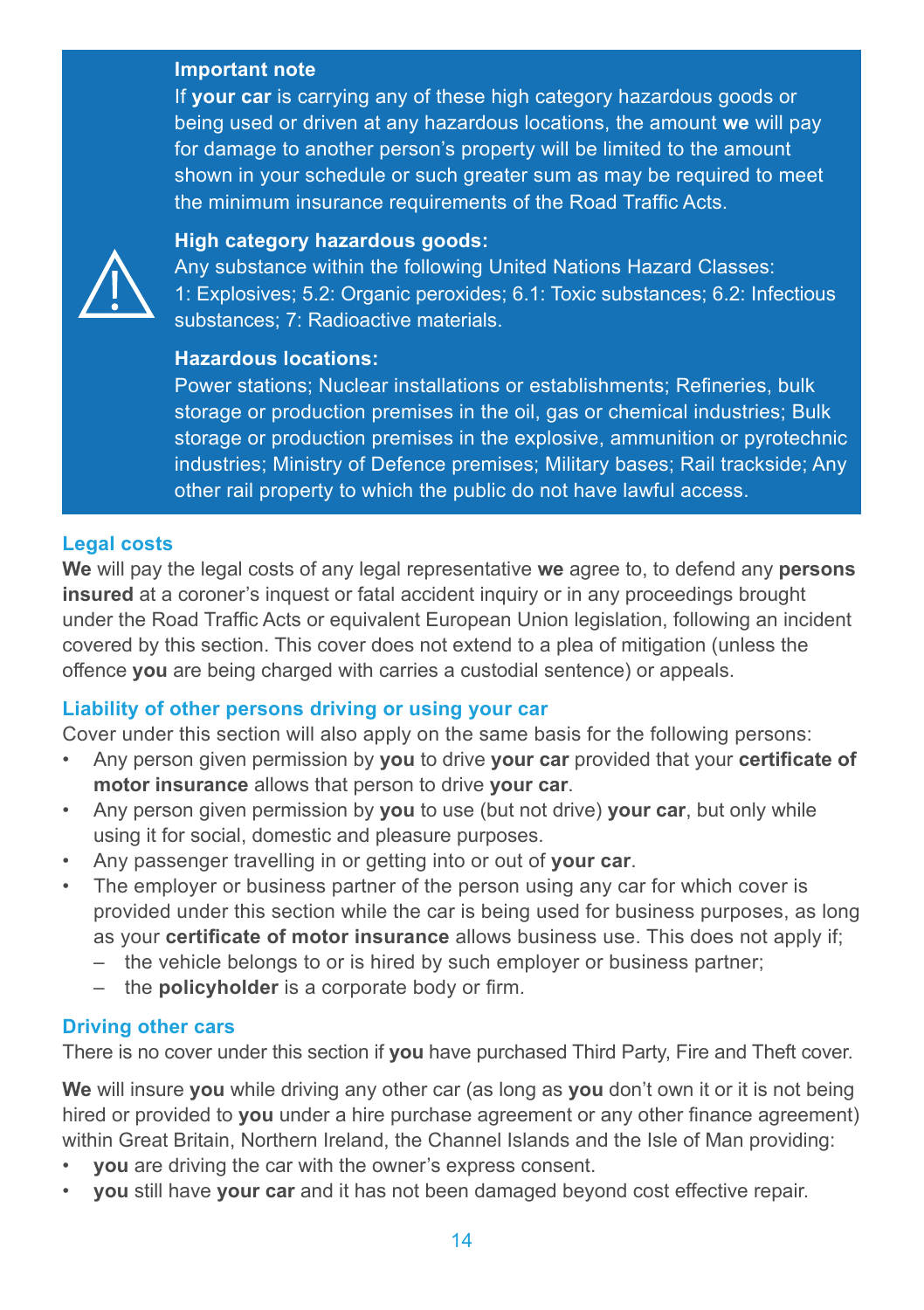**Important note**

If **your car** is carrying any of these high category hazardous goods or being used or driven at any hazardous locations, the amount **we** will pay for damage to another person's property will be limited to the amount shown in your schedule or such greater sum as may be required to meet the minimum insurance requirements of the Road Traffic Acts.

**High category hazardous goods:**

Any substance within the following United Nations Hazard Classes: 1: Explosives; 5.2: Organic peroxides; 6.1: Toxic substances; 6.2: Infectious substances; 7: Radioactive materials.

**Hazardous locations:**

Power stations; Nuclear installations or establishments; Refineries, bulk storage or production premises in the oil, gas or chemical industries; Bulk storage or production premises in the explosive, ammunition or pyrotechnic industries; Ministry of Defence premises; Military bases; Rail trackside; Any other rail property to which the public do not have lawful access.

### Legal costs

**We** will pay the legal costs of any legal representative **we** agree to, to defend any **persons insured** at a coroner's inquest or fatal accident inquiry or in any proceedings brought under the Road Traffic Acts or equivalent European Union legislation, following an incident covered by this section. This cover does not extend to a plea of mitigation (unless the offence **you** are being charged with carries a custodial sentence) or appeals.

### Liability of other persons driving or using your car

Cover under this section will also apply on the same basis for the following persons:

- Any person given permission by **you** to drive **your car** provided that your **certificate of motor insurance** allows that person to drive **your car**.
- Any person given permission by **you** to use (but not drive) **your car**, but only while using it for social, domestic and pleasure purposes.
- Any passenger travelling in or getting into or out of **your car**.
- The employer or business partner of the person using any car for which cover is provided under this section while the car is being used for business purposes, as long as your **certificate of motor insurance** allows business use. This does not apply if;
  - the vehicle belongs to or is hired by such employer or business partner;
  - the **policyholder** is a corporate body or firm.

### Driving other cars

There is no cover under this section if **you** have purchased Third Party, Fire and Theft cover.

**We** will insure **you** while driving any other car (as long as **you** don't own it or it is not being hired or provided to **you** under a hire purchase agreement or any other finance agreement) within Great Britain, Northern Ireland, the Channel Islands and the Isle of Man providing:

- **you** are driving the car with the owner's express consent.
- **you** still have **your car** and it has not been damaged beyond cost effective repair.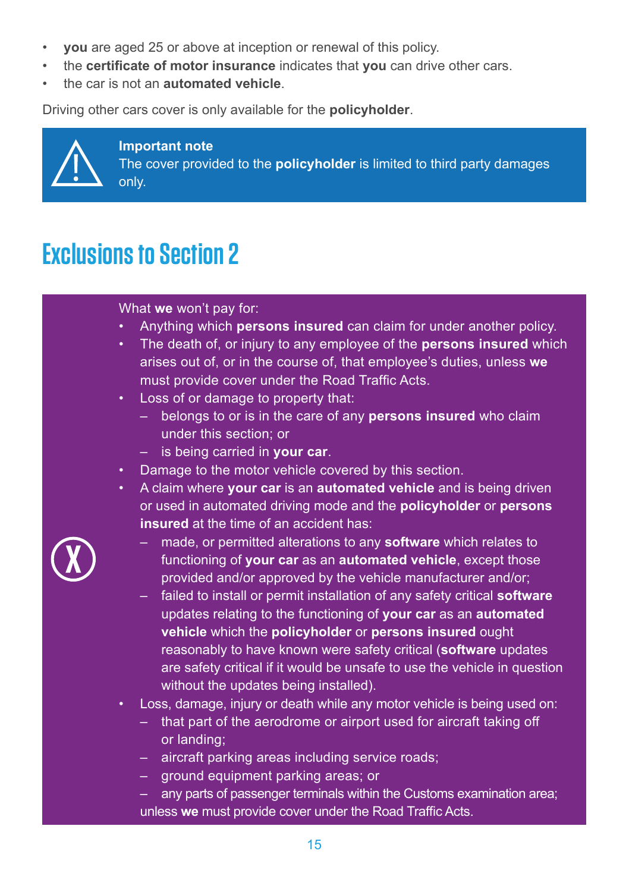- **you** are aged 25 or above at inception or renewal of this policy.
- the **certificate of motor insurance** indicates that **you** can drive other cars.
- the car is not an **automated vehicle**.

Driving other cars cover is only available for the **policyholder**.

> **Important note**
> The cover provided to the **policyholder** is limited to third party damages only.

## Exclusions to Section 2

What **we** won't pay for:

- Anything which **persons insured** can claim for under another policy.
- The death of, or injury to any employee of the **persons insured** which arises out of, or in the course of, that employee's duties, unless **we** must provide cover under the Road Traffic Acts.
- Loss of or damage to property that:
  - belongs to or is in the care of any **persons insured** who claim under this section; or
  - is being carried in **your car**.
- Damage to the motor vehicle covered by this section.
- A claim where **your car** is an **automated vehicle** and is being driven or used in automated driving mode and the **policyholder** or **persons insured** at the time of an accident has:
  - made, or permitted alterations to any **software** which relates to functioning of **your car** as an **automated vehicle**, except those provided and/or approved by the vehicle manufacturer and/or;
  - failed to install or permit installation of any safety critical **software** updates relating to the functioning of **your car** as an **automated vehicle** which the **policyholder** or **persons insured** ought reasonably to have known were safety critical (**software** updates are safety critical if it would be unsafe to use the vehicle in question without the updates being installed).
- Loss, damage, injury or death while any motor vehicle is being used on:
  - that part of the aerodrome or airport used for aircraft taking off or landing;
  - aircraft parking areas including service roads;
  - ground equipment parking areas; or
  - any parts of passenger terminals within the Customs examination area;

  unless **we** must provide cover under the Road Traffic Acts.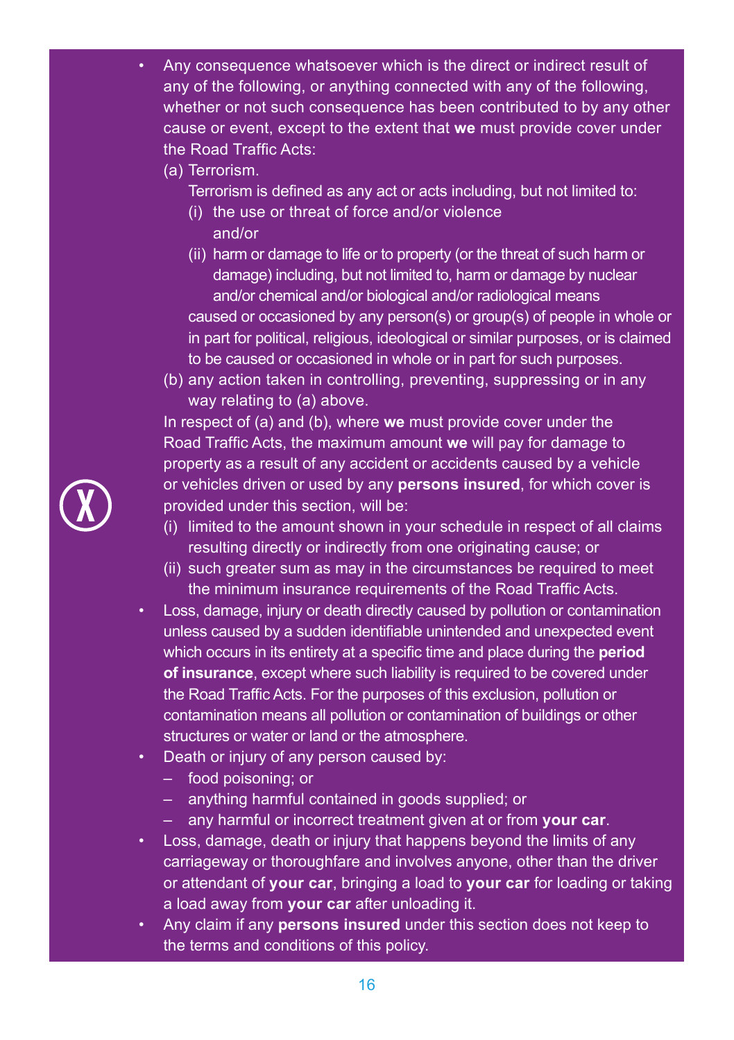- Any consequence whatsoever which is the direct or indirect result of any of the following, or anything connected with any of the following, whether or not such consequence has been contributed to by any other cause or event, except to the extent that **we** must provide cover under the Road Traffic Acts:
  (a) Terrorism.
  Terrorism is defined as any act or acts including, but not limited to:
  (i) the use or threat of force and/or violence
  and/or
  (ii) harm or damage to life or to property (or the threat of such harm or damage) including, but not limited to, harm or damage by nuclear and/or chemical and/or biological and/or radiological means
  caused or occasioned by any person(s) or group(s) of people in whole or in part for political, religious, ideological or similar purposes, or is claimed to be caused or occasioned in whole or in part for such purposes.
  (b) any action taken in controlling, preventing, suppressing or in any way relating to (a) above.
  In respect of (a) and (b), where **we** must provide cover under the Road Traffic Acts, the maximum amount **we** will pay for damage to property as a result of any accident or accidents caused by a vehicle or vehicles driven or used by any **persons insured**, for which cover is provided under this section, will be:
  (i) limited to the amount shown in your schedule in respect of all claims resulting directly or indirectly from one originating cause; or
  (ii) such greater sum as may in the circumstances be required to meet the minimum insurance requirements of the Road Traffic Acts.
- Loss, damage, injury or death directly caused by pollution or contamination unless caused by a sudden identifiable unintended and unexpected event which occurs in its entirety at a specific time and place during the **period of insurance**, except where such liability is required to be covered under the Road Traffic Acts. For the purposes of this exclusion, pollution or contamination means all pollution or contamination of buildings or other structures or water or land or the atmosphere.
- Death or injury of any person caused by:
  – food poisoning; or
  – anything harmful contained in goods supplied; or
  – any harmful or incorrect treatment given at or from **your car**.
- Loss, damage, death or injury that happens beyond the limits of any carriageway or thoroughfare and involves anyone, other than the driver or attendant of **your car**, bringing a load to **your car** for loading or taking a load away from **your car** after unloading it.
- Any claim if any **persons insured** under this section does not keep to the terms and conditions of this policy.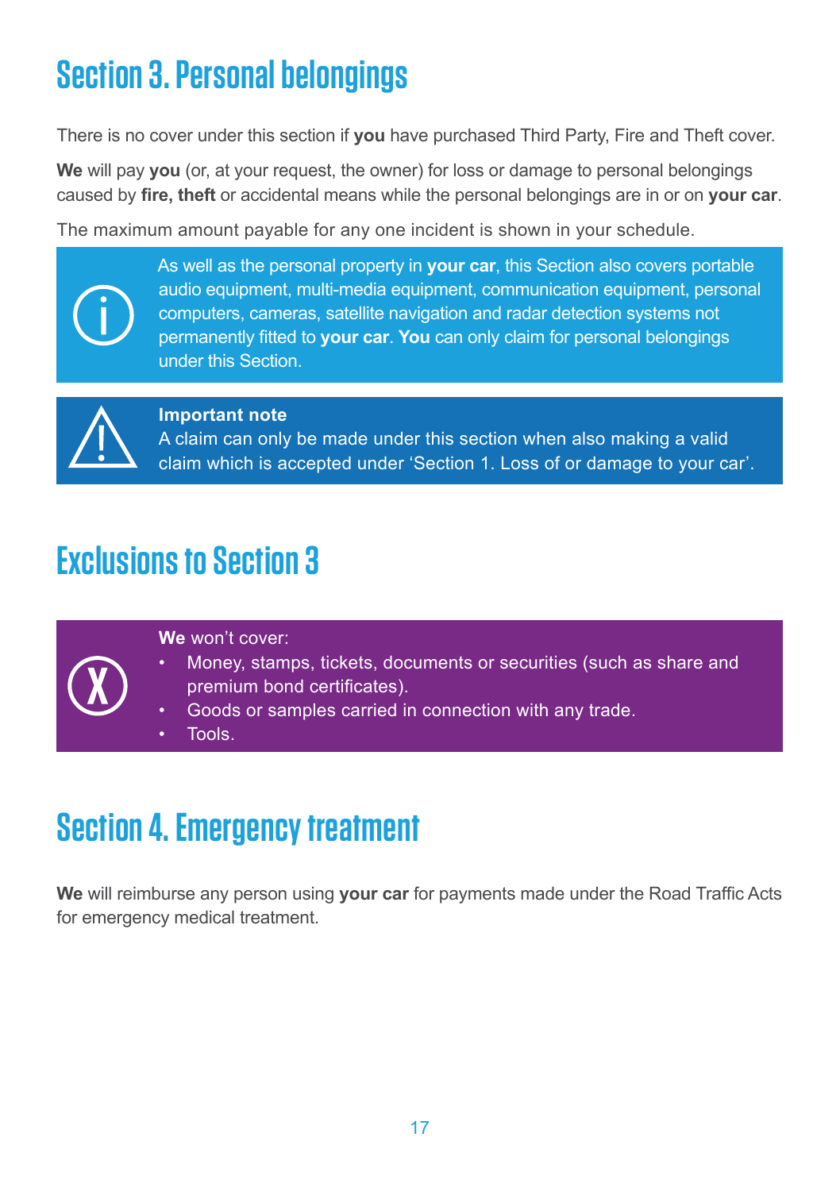# Section 3. Personal belongings

There is no cover under this section if **you** have purchased Third Party, Fire and Theft cover.

**We** will pay **you** (or, at your request, the owner) for loss or damage to personal belongings caused by **fire, theft** or accidental means while the personal belongings are in or on **your car**.

The maximum amount payable for any one incident is shown in your schedule.

As well as the personal property in **your car**, this Section also covers portable audio equipment, multi-media equipment, communication equipment, personal computers, cameras, satellite navigation and radar detection systems not permanently fitted to **your car**. **You** can only claim for personal belongings under this Section.

**Important note**
A claim can only be made under this section when also making a valid claim which is accepted under 'Section 1. Loss of or damage to your car'.

# Exclusions to Section 3

**We** won't cover:

- Money, stamps, tickets, documents or securities (such as share and premium bond certificates).
- Goods or samples carried in connection with any trade.
- Tools.

# Section 4. Emergency treatment

**We** will reimburse any person using **your car** for payments made under the Road Traffic Acts for emergency medical treatment.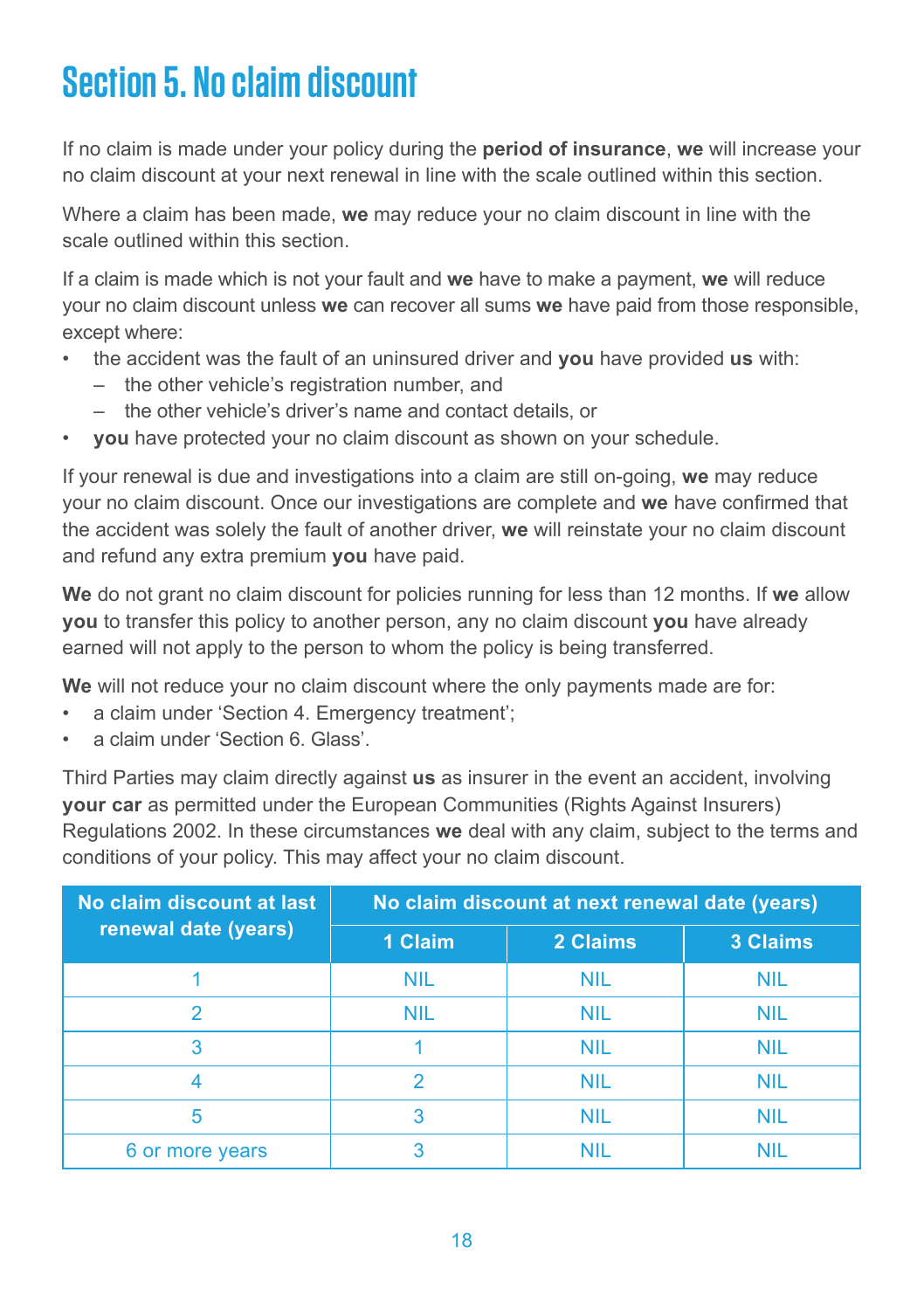# Section 5. No claim discount

If no claim is made under your policy during the **period of insurance**, **we** will increase your no claim discount at your next renewal in line with the scale outlined within this section.

Where a claim has been made, **we** may reduce your no claim discount in line with the scale outlined within this section.

If a claim is made which is not your fault and **we** have to make a payment, **we** will reduce your no claim discount unless **we** can recover all sums **we** have paid from those responsible, except where:

- the accident was the fault of an uninsured driver and **you** have provided **us** with:
  - the other vehicle's registration number, and
  - the other vehicle's driver's name and contact details, or
- **you** have protected your no claim discount as shown on your schedule.

If your renewal is due and investigations into a claim are still on-going, **we** may reduce your no claim discount. Once our investigations are complete and **we** have confirmed that the accident was solely the fault of another driver, **we** will reinstate your no claim discount and refund any extra premium **you** have paid.

**We** do not grant no claim discount for policies running for less than 12 months. If **we** allow **you** to transfer this policy to another person, any no claim discount **you** have already earned will not apply to the person to whom the policy is being transferred.

**We** will not reduce your no claim discount where the only payments made are for:

- a claim under 'Section 4. Emergency treatment';
- a claim under 'Section 6. Glass'.

Third Parties may claim directly against **us** as insurer in the event an accident, involving **your car** as permitted under the European Communities (Rights Against Insurers) Regulations 2002. In these circumstances **we** deal with any claim, subject to the terms and conditions of your policy. This may affect your no claim discount.

| No claim discount at last renewal date (years) | No claim discount at next renewal date (years) | | |
|---|---|---|---|
| | 1 Claim | 2 Claims | 3 Claims |
| 1 | NIL | NIL | NIL |
| 2 | NIL | NIL | NIL |
| 3 | 1 | NIL | NIL |
| 4 | 2 | NIL | NIL |
| 5 | 3 | NIL | NIL |
| 6 or more years | 3 | NIL | NIL |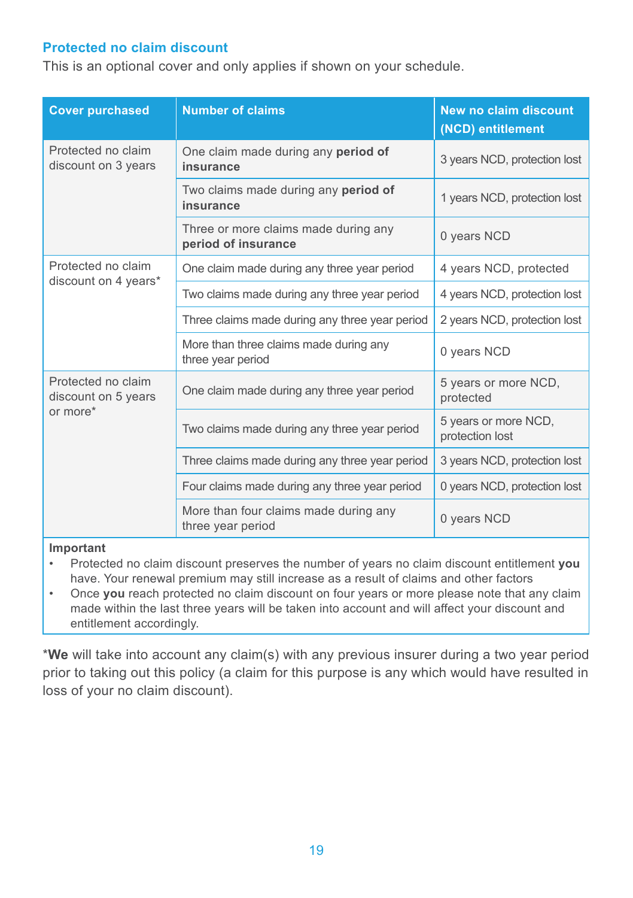## Protected no claim discount

This is an optional cover and only applies if shown on your schedule.

| Cover purchased | Number of claims | New no claim discount (NCD) entitlement |
|---|---|---|
| Protected no claim discount on 3 years | One claim made during any **period of insurance** | 3 years NCD, protection lost |
| | Two claims made during any **period of insurance** | 1 years NCD, protection lost |
| | Three or more claims made during any **period of insurance** | 0 years NCD |
| Protected no claim discount on 4 years* | One claim made during any three year period | 4 years NCD, protected |
| | Two claims made during any three year period | 4 years NCD, protection lost |
| | Three claims made during any three year period | 2 years NCD, protection lost |
| | More than three claims made during any three year period | 0 years NCD |
| Protected no claim discount on 5 years or more* | One claim made during any three year period | 5 years or more NCD, protected |
| | Two claims made during any three year period | 5 years or more NCD, protection lost |
| | Three claims made during any three year period | 3 years NCD, protection lost |
| | Four claims made during any three year period | 0 years NCD, protection lost |
| | More than four claims made during any three year period | 0 years NCD |

**Important**

- Protected no claim discount preserves the number of years no claim discount entitlement **you** have. Your renewal premium may still increase as a result of claims and other factors
- Once **you** reach protected no claim discount on four years or more please note that any claim made within the last three years will be taken into account and will affect your discount and entitlement accordingly.

*__We__ will take into account any claim(s) with any previous insurer during a two year period prior to taking out this policy (a claim for this purpose is any which would have resulted in loss of your no claim discount).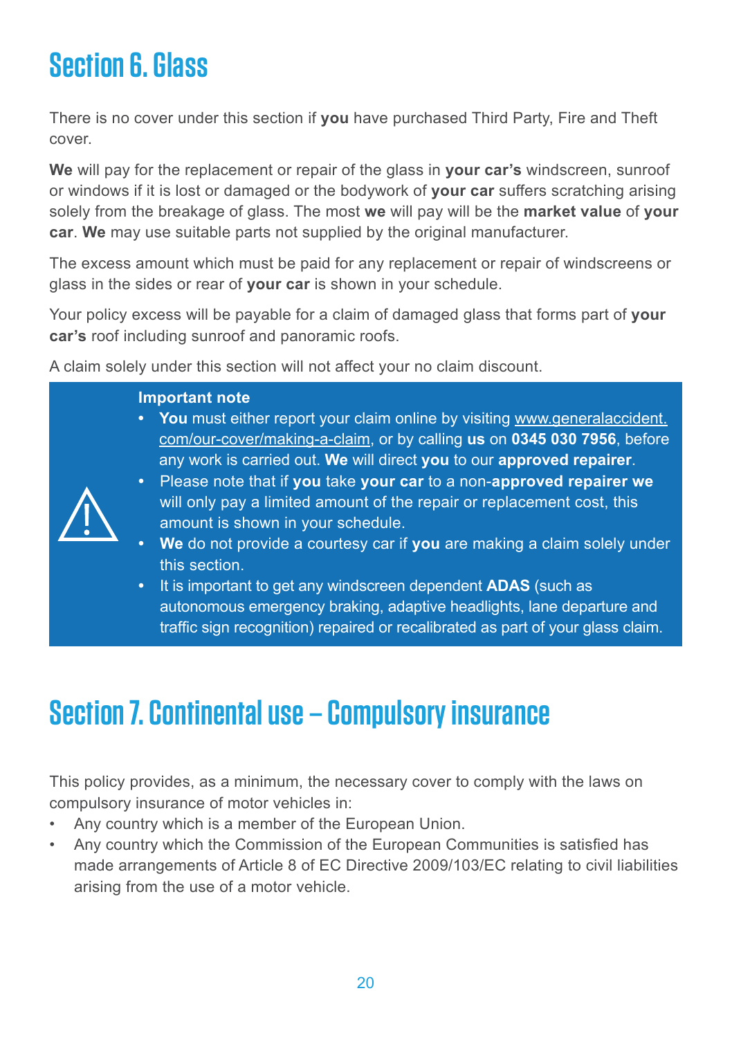# Section 6. Glass

There is no cover under this section if **you** have purchased Third Party, Fire and Theft cover.

**We** will pay for the replacement or repair of the glass in **your car's** windscreen, sunroof or windows if it is lost or damaged or the bodywork of **your car** suffers scratching arising solely from the breakage of glass. The most **we** will pay will be the **market value** of **your car**. **We** may use suitable parts not supplied by the original manufacturer.

The excess amount which must be paid for any replacement or repair of windscreens or glass in the sides or rear of **your car** is shown in your schedule.

Your policy excess will be payable for a claim of damaged glass that forms part of **your car's** roof including sunroof and panoramic roofs.

A claim solely under this section will not affect your no claim discount.

**Important note**

- **You** must either report your claim online by visiting www.generalaccident.com/our-cover/making-a-claim, or by calling **us** on **0345 030 7956**, before any work is carried out. **We** will direct **you** to our **approved repairer**.
- Please note that if **you** take **your car** to a non-**approved repairer we** will only pay a limited amount of the repair or replacement cost, this amount is shown in your schedule.
- **We** do not provide a courtesy car if **you** are making a claim solely under this section.
- It is important to get any windscreen dependent **ADAS** (such as autonomous emergency braking, adaptive headlights, lane departure and traffic sign recognition) repaired or recalibrated as part of your glass claim.

# Section 7. Continental use – Compulsory insurance

This policy provides, as a minimum, the necessary cover to comply with the laws on compulsory insurance of motor vehicles in:

- Any country which is a member of the European Union.
- Any country which the Commission of the European Communities is satisfied has made arrangements of Article 8 of EC Directive 2009/103/EC relating to civil liabilities arising from the use of a motor vehicle.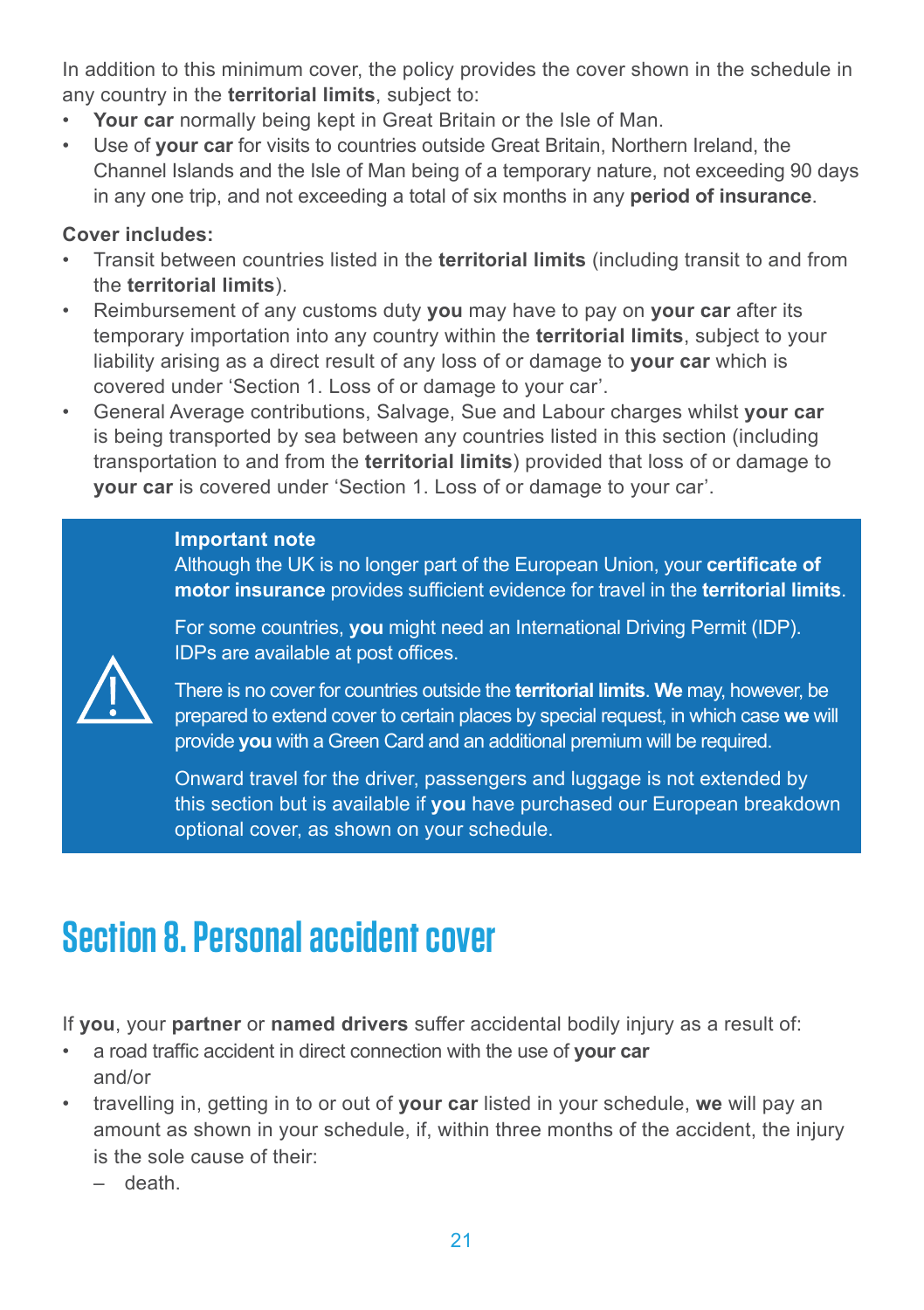In addition to this minimum cover, the policy provides the cover shown in the schedule in any country in the **territorial limits**, subject to:

- **Your car** normally being kept in Great Britain or the Isle of Man.
- Use of **your car** for visits to countries outside Great Britain, Northern Ireland, the Channel Islands and the Isle of Man being of a temporary nature, not exceeding 90 days in any one trip, and not exceeding a total of six months in any **period of insurance**.

**Cover includes:**

- Transit between countries listed in the **territorial limits** (including transit to and from the **territorial limits**).
- Reimbursement of any customs duty **you** may have to pay on **your car** after its temporary importation into any country within the **territorial limits**, subject to your liability arising as a direct result of any loss of or damage to **your car** which is covered under 'Section 1. Loss of or damage to your car'.
- General Average contributions, Salvage, Sue and Labour charges whilst **your car** is being transported by sea between any countries listed in this section (including transportation to and from the **territorial limits**) provided that loss of or damage to **your car** is covered under 'Section 1. Loss of or damage to your car'.

**Important note**

Although the UK is no longer part of the European Union, your **certificate of motor insurance** provides sufficient evidence for travel in the **territorial limits**.

For some countries, **you** might need an International Driving Permit (IDP). IDPs are available at post offices.

There is no cover for countries outside the **territorial limits**. **We** may, however, be prepared to extend cover to certain places by special request, in which case **we** will provide **you** with a Green Card and an additional premium will be required.

Onward travel for the driver, passengers and luggage is not extended by this section but is available if **you** have purchased our European breakdown optional cover, as shown on your schedule.

# Section 8. Personal accident cover

If **you**, your **partner** or **named drivers** suffer accidental bodily injury as a result of:

- a road traffic accident in direct connection with the use of **your car** and/or
- travelling in, getting in to or out of **your car** listed in your schedule, **we** will pay an amount as shown in your schedule, if, within three months of the accident, the injury is the sole cause of their:
  - death.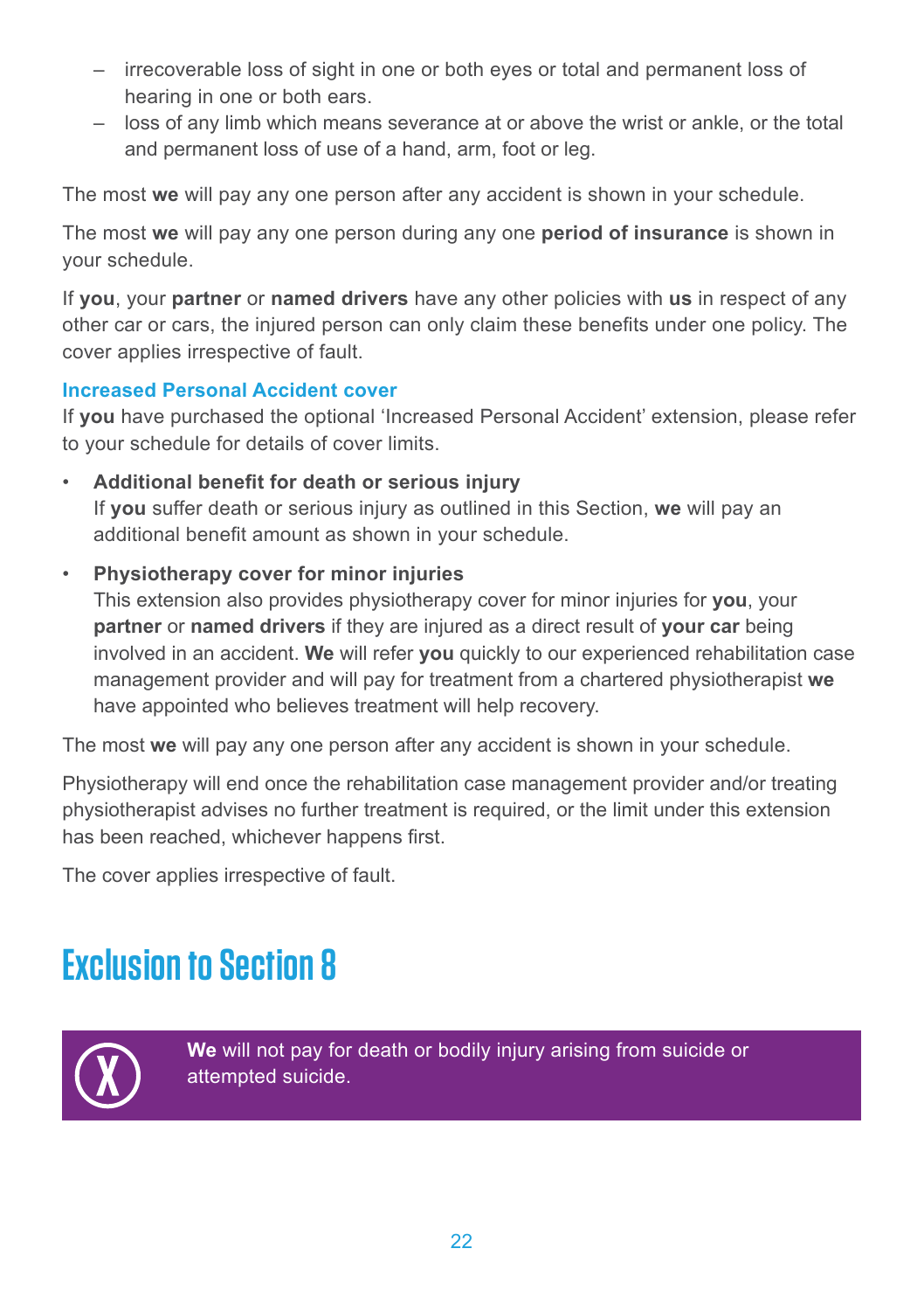- irrecoverable loss of sight in one or both eyes or total and permanent loss of hearing in one or both ears.
- loss of any limb which means severance at or above the wrist or ankle, or the total and permanent loss of use of a hand, arm, foot or leg.

The most **we** will pay any one person after any accident is shown in your schedule.

The most **we** will pay any one person during any one **period of insurance** is shown in your schedule.

If **you**, your **partner** or **named drivers** have any other policies with **us** in respect of any other car or cars, the injured person can only claim these benefits under one policy. The cover applies irrespective of fault.

### Increased Personal Accident cover

If **you** have purchased the optional 'Increased Personal Accident' extension, please refer to your schedule for details of cover limits.

- **Additional benefit for death or serious injury**
  If **you** suffer death or serious injury as outlined in this Section, **we** will pay an additional benefit amount as shown in your schedule.

- **Physiotherapy cover for minor injuries**
  This extension also provides physiotherapy cover for minor injuries for **you**, your **partner** or **named drivers** if they are injured as a direct result of **your car** being involved in an accident. **We** will refer **you** quickly to our experienced rehabilitation case management provider and will pay for treatment from a chartered physiotherapist **we** have appointed who believes treatment will help recovery.

The most **we** will pay any one person after any accident is shown in your schedule.

Physiotherapy will end once the rehabilitation case management provider and/or treating physiotherapist advises no further treatment is required, or the limit under this extension has been reached, whichever happens first.

The cover applies irrespective of fault.

## Exclusion to Section 8

**We** will not pay for death or bodily injury arising from suicide or attempted suicide.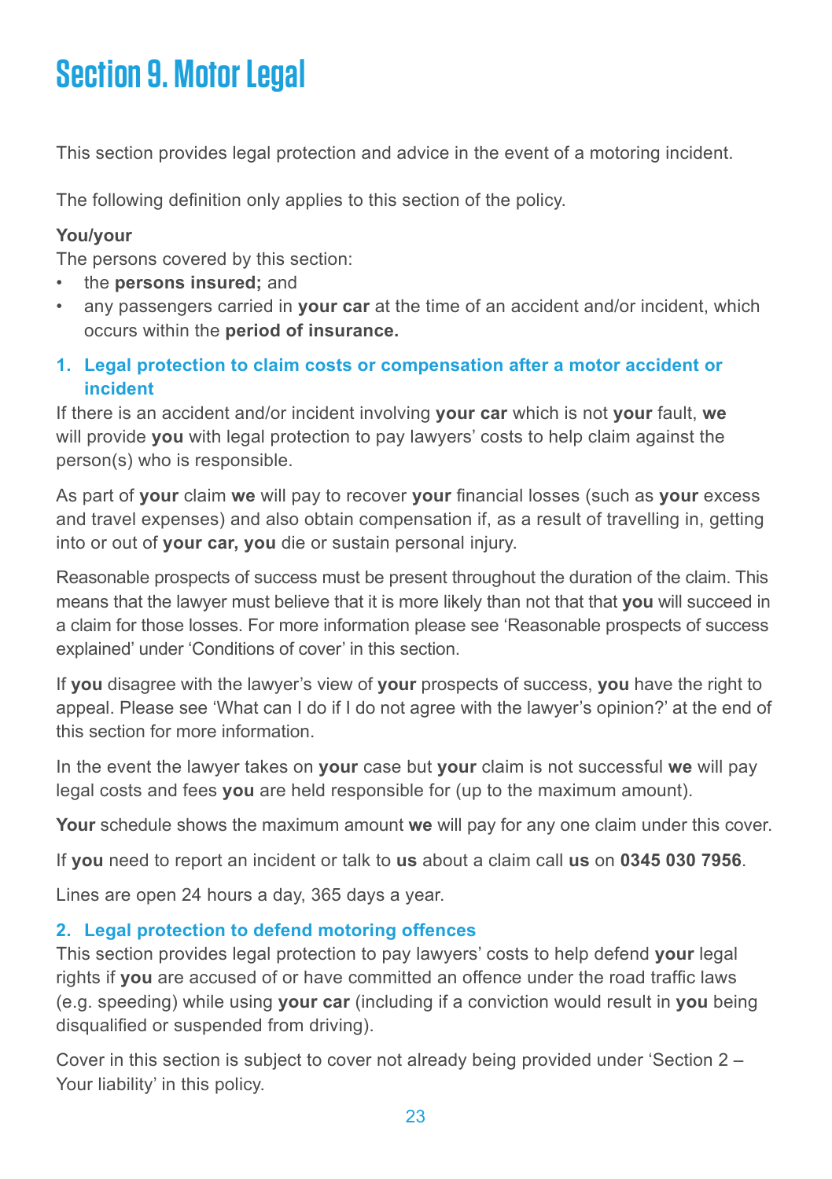# Section 9. Motor Legal

This section provides legal protection and advice in the event of a motoring incident.

The following definition only applies to this section of the policy.

**You/your**

The persons covered by this section:

- the **persons insured;** and
- any passengers carried in **your car** at the time of an accident and/or incident, which occurs within the **period of insurance.**

## 1. Legal protection to claim costs or compensation after a motor accident or incident

If there is an accident and/or incident involving **your car** which is not **your** fault, **we** will provide **you** with legal protection to pay lawyers' costs to help claim against the person(s) who is responsible.

As part of **your** claim **we** will pay to recover **your** financial losses (such as **your** excess and travel expenses) and also obtain compensation if, as a result of travelling in, getting into or out of **your car, you** die or sustain personal injury.

Reasonable prospects of success must be present throughout the duration of the claim. This means that the lawyer must believe that it is more likely than not that that **you** will succeed in a claim for those losses. For more information please see 'Reasonable prospects of success explained' under 'Conditions of cover' in this section.

If **you** disagree with the lawyer's view of **your** prospects of success, **you** have the right to appeal. Please see 'What can I do if I do not agree with the lawyer's opinion?' at the end of this section for more information.

In the event the lawyer takes on **your** case but **your** claim is not successful **we** will pay legal costs and fees **you** are held responsible for (up to the maximum amount).

**Your** schedule shows the maximum amount **we** will pay for any one claim under this cover.

If **you** need to report an incident or talk to **us** about a claim call **us** on **0345 030 7956**.

Lines are open 24 hours a day, 365 days a year.

## 2. Legal protection to defend motoring offences

This section provides legal protection to pay lawyers' costs to help defend **your** legal rights if **you** are accused of or have committed an offence under the road traffic laws (e.g. speeding) while using **your car** (including if a conviction would result in **you** being disqualified or suspended from driving).

Cover in this section is subject to cover not already being provided under 'Section 2 – Your liability' in this policy.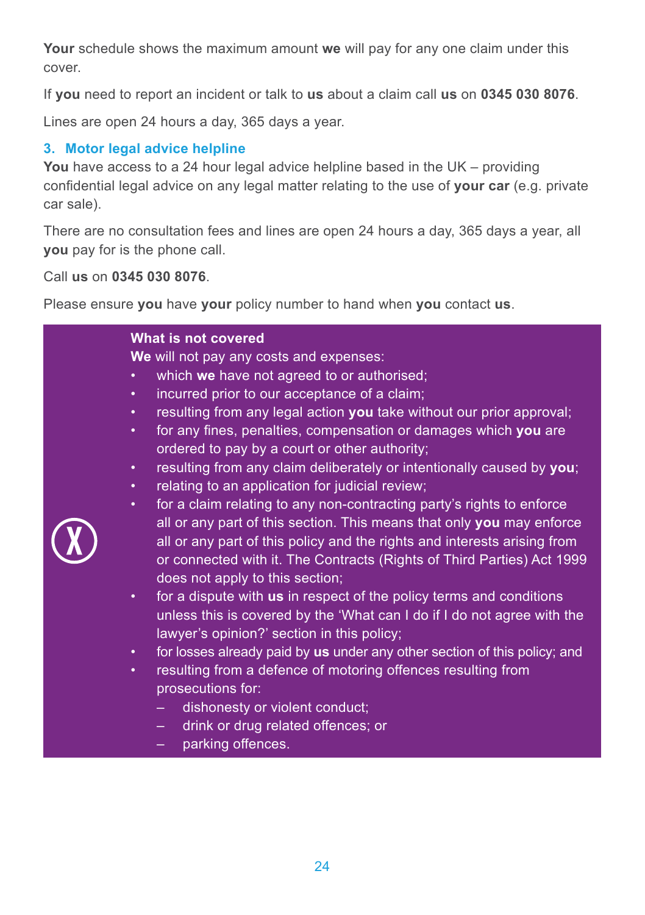**Your** schedule shows the maximum amount **we** will pay for any one claim under this cover.

If **you** need to report an incident or talk to **us** about a claim call **us** on **0345 030 8076**.

Lines are open 24 hours a day, 365 days a year.

### 3. Motor legal advice helpline

**You** have access to a 24 hour legal advice helpline based in the UK – providing confidential legal advice on any legal matter relating to the use of **your car** (e.g. private car sale).

There are no consultation fees and lines are open 24 hours a day, 365 days a year, all **you** pay for is the phone call.

Call **us** on **0345 030 8076**.

Please ensure **you** have **your** policy number to hand when **you** contact **us**.

**What is not covered**

**We** will not pay any costs and expenses:

- which **we** have not agreed to or authorised;
- incurred prior to our acceptance of a claim;
- resulting from any legal action **you** take without our prior approval;
- for any fines, penalties, compensation or damages which **you** are ordered to pay by a court or other authority;
- resulting from any claim deliberately or intentionally caused by **you**;
- relating to an application for judicial review;
- for a claim relating to any non-contracting party's rights to enforce all or any part of this section. This means that only **you** may enforce all or any part of this policy and the rights and interests arising from or connected with it. The Contracts (Rights of Third Parties) Act 1999 does not apply to this section;
- for a dispute with **us** in respect of the policy terms and conditions unless this is covered by the 'What can I do if I do not agree with the lawyer's opinion?' section in this policy;
- for losses already paid by **us** under any other section of this policy; and
- resulting from a defence of motoring offences resulting from prosecutions for:
  - dishonesty or violent conduct;
  - drink or drug related offences; or
  - parking offences.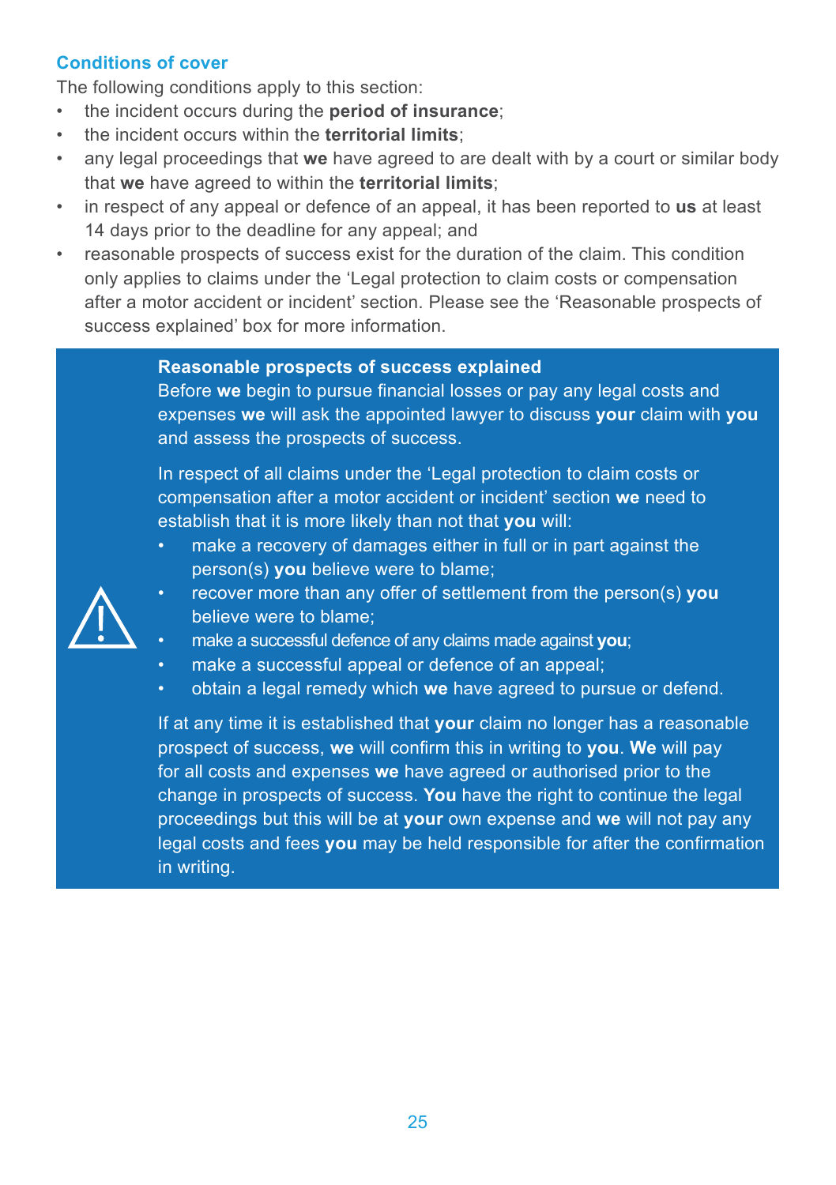## Conditions of cover

The following conditions apply to this section:

- the incident occurs during the **period of insurance**;
- the incident occurs within the **territorial limits**;
- any legal proceedings that **we** have agreed to are dealt with by a court or similar body that **we** have agreed to within the **territorial limits**;
- in respect of any appeal or defence of an appeal, it has been reported to **us** at least 14 days prior to the deadline for any appeal; and
- reasonable prospects of success exist for the duration of the claim. This condition only applies to claims under the 'Legal protection to claim costs or compensation after a motor accident or incident' section. Please see the 'Reasonable prospects of success explained' box for more information.

**Reasonable prospects of success explained**

Before **we** begin to pursue financial losses or pay any legal costs and expenses **we** will ask the appointed lawyer to discuss **your** claim with **you** and assess the prospects of success.

In respect of all claims under the 'Legal protection to claim costs or compensation after a motor accident or incident' section **we** need to establish that it is more likely than not that **you** will:

- make a recovery of damages either in full or in part against the person(s) **you** believe were to blame;
- recover more than any offer of settlement from the person(s) **you** believe were to blame;
- make a successful defence of any claims made against **you**;
- make a successful appeal or defence of an appeal;
- obtain a legal remedy which **we** have agreed to pursue or defend.

If at any time it is established that **your** claim no longer has a reasonable prospect of success, **we** will confirm this in writing to **you**. **We** will pay for all costs and expenses **we** have agreed or authorised prior to the change in prospects of success. **You** have the right to continue the legal proceedings but this will be at **your** own expense and **we** will not pay any legal costs and fees **you** may be held responsible for after the confirmation in writing.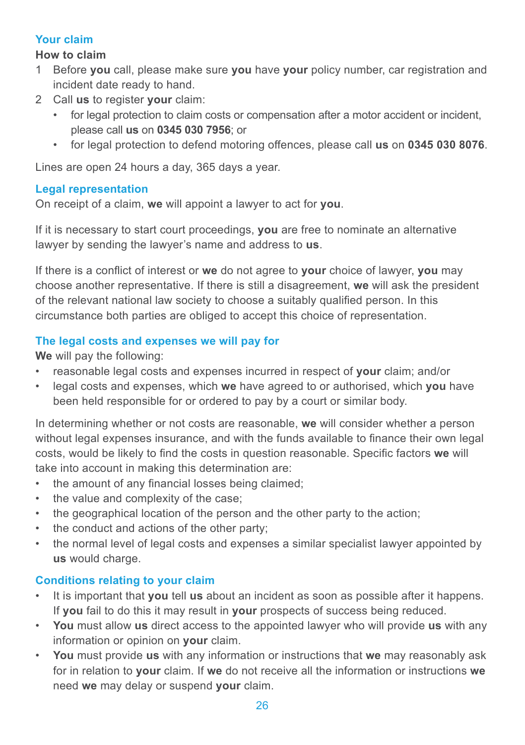## Your claim

### How to claim

1. Before **you** call, please make sure **you** have **your** policy number, car registration and incident date ready to hand.
2. Call **us** to register **your** claim:
   - for legal protection to claim costs or compensation after a motor accident or incident, please call **us** on **0345 030 7956**; or
   - for legal protection to defend motoring offences, please call **us** on **0345 030 8076**.

Lines are open 24 hours a day, 365 days a year.

## Legal representation

On receipt of a claim, **we** will appoint a lawyer to act for **you**.

If it is necessary to start court proceedings, **you** are free to nominate an alternative lawyer by sending the lawyer's name and address to **us**.

If there is a conflict of interest or **we** do not agree to **your** choice of lawyer, **you** may choose another representative. If there is still a disagreement, **we** will ask the president of the relevant national law society to choose a suitably qualified person. In this circumstance both parties are obliged to accept this choice of representation.

## The legal costs and expenses we will pay for

**We** will pay the following:

- reasonable legal costs and expenses incurred in respect of **your** claim; and/or
- legal costs and expenses, which **we** have agreed to or authorised, which **you** have been held responsible for or ordered to pay by a court or similar body.

In determining whether or not costs are reasonable, **we** will consider whether a person without legal expenses insurance, and with the funds available to finance their own legal costs, would be likely to find the costs in question reasonable. Specific factors **we** will take into account in making this determination are:

- the amount of any financial losses being claimed;
- the value and complexity of the case;
- the geographical location of the person and the other party to the action;
- the conduct and actions of the other party;
- the normal level of legal costs and expenses a similar specialist lawyer appointed by **us** would charge.

## Conditions relating to your claim

- It is important that **you** tell **us** about an incident as soon as possible after it happens. If **you** fail to do this it may result in **your** prospects of success being reduced.
- **You** must allow **us** direct access to the appointed lawyer who will provide **us** with any information or opinion on **your** claim.
- **You** must provide **us** with any information or instructions that **we** may reasonably ask for in relation to **your** claim. If **we** do not receive all the information or instructions **we** need **we** may delay or suspend **your** claim.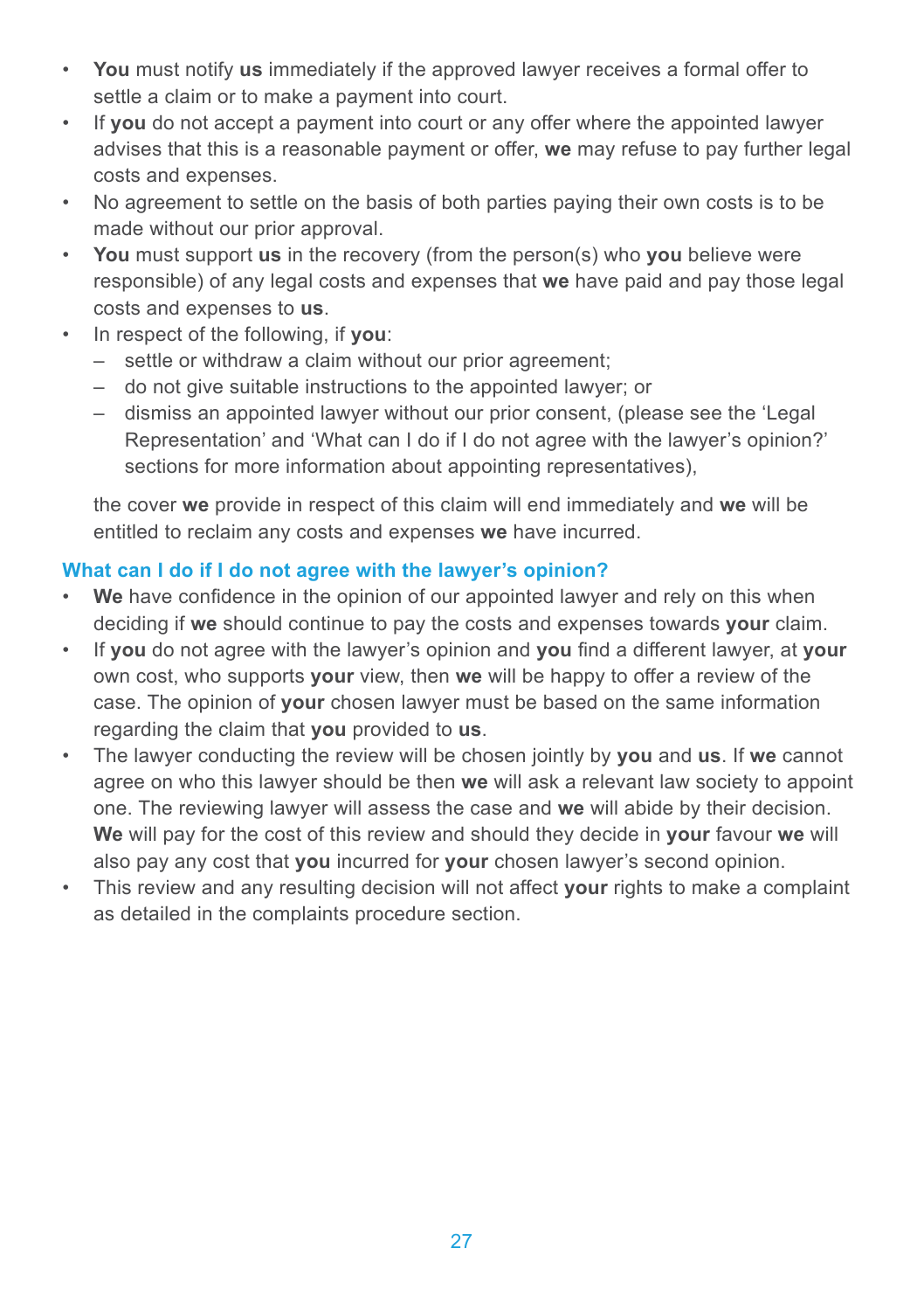- **You** must notify **us** immediately if the approved lawyer receives a formal offer to settle a claim or to make a payment into court.
- If **you** do not accept a payment into court or any offer where the appointed lawyer advises that this is a reasonable payment or offer, **we** may refuse to pay further legal costs and expenses.
- No agreement to settle on the basis of both parties paying their own costs is to be made without our prior approval.
- **You** must support **us** in the recovery (from the person(s) who **you** believe were responsible) of any legal costs and expenses that **we** have paid and pay those legal costs and expenses to **us**.
- In respect of the following, if **you**:
  - settle or withdraw a claim without our prior agreement;
  - do not give suitable instructions to the appointed lawyer; or
  - dismiss an appointed lawyer without our prior consent, (please see the 'Legal Representation' and 'What can I do if I do not agree with the lawyer's opinion?' sections for more information about appointing representatives),

  the cover **we** provide in respect of this claim will end immediately and **we** will be entitled to reclaim any costs and expenses **we** have incurred.

### What can I do if I do not agree with the lawyer's opinion?

- **We** have confidence in the opinion of our appointed lawyer and rely on this when deciding if **we** should continue to pay the costs and expenses towards **your** claim.
- If **you** do not agree with the lawyer's opinion and **you** find a different lawyer, at **your** own cost, who supports **your** view, then **we** will be happy to offer a review of the case. The opinion of **your** chosen lawyer must be based on the same information regarding the claim that **you** provided to **us**.
- The lawyer conducting the review will be chosen jointly by **you** and **us**. If **we** cannot agree on who this lawyer should be then **we** will ask a relevant law society to appoint one. The reviewing lawyer will assess the case and **we** will abide by their decision. **We** will pay for the cost of this review and should they decide in **your** favour **we** will also pay any cost that **you** incurred for **your** chosen lawyer's second opinion.
- This review and any resulting decision will not affect **your** rights to make a complaint as detailed in the complaints procedure section.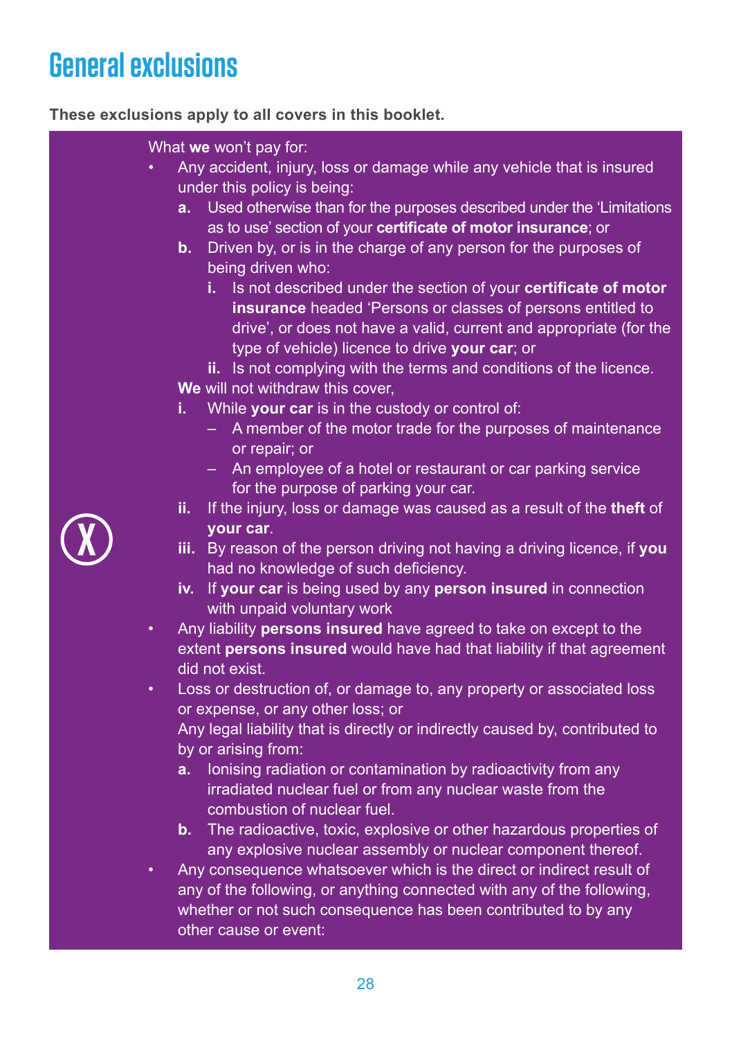# General exclusions

**These exclusions apply to all covers in this booklet.**

What **we** won't pay for:

- Any accident, injury, loss or damage while any vehicle that is insured under this policy is being:
  - **a.** Used otherwise than for the purposes described under the 'Limitations as to use' section of your **certificate of motor insurance**; or
  - **b.** Driven by, or is in the charge of any person for the purposes of being driven who:
    - **i.** Is not described under the section of your **certificate of motor insurance** headed 'Persons or classes of persons entitled to drive', or does not have a valid, current and appropriate (for the type of vehicle) licence to drive **your car**; or
    - **ii.** Is not complying with the terms and conditions of the licence.

  **We** will not withdraw this cover,

  - **i.** While **your car** is in the custody or control of:
    - A member of the motor trade for the purposes of maintenance or repair; or
    - An employee of a hotel or restaurant or car parking service for the purpose of parking your car.
  - **ii.** If the injury, loss or damage was caused as a result of the **theft** of **your car**.
  - **iii.** By reason of the person driving not having a driving licence, if **you** had no knowledge of such deficiency.
  - **iv.** If **your car** is being used by any **person insured** in connection with unpaid voluntary work
- Any liability **persons insured** have agreed to take on except to the extent **persons insured** would have had that liability if that agreement did not exist.
- Loss or destruction of, or damage to, any property or associated loss or expense, or any other loss; or

  Any legal liability that is directly or indirectly caused by, contributed to by or arising from:

  - **a.** Ionising radiation or contamination by radioactivity from any irradiated nuclear fuel or from any nuclear waste from the combustion of nuclear fuel.
  - **b.** The radioactive, toxic, explosive or other hazardous properties of any explosive nuclear assembly or nuclear component thereof.
- Any consequence whatsoever which is the direct or indirect result of any of the following, or anything connected with any of the following, whether or not such consequence has been contributed to by any other cause or event: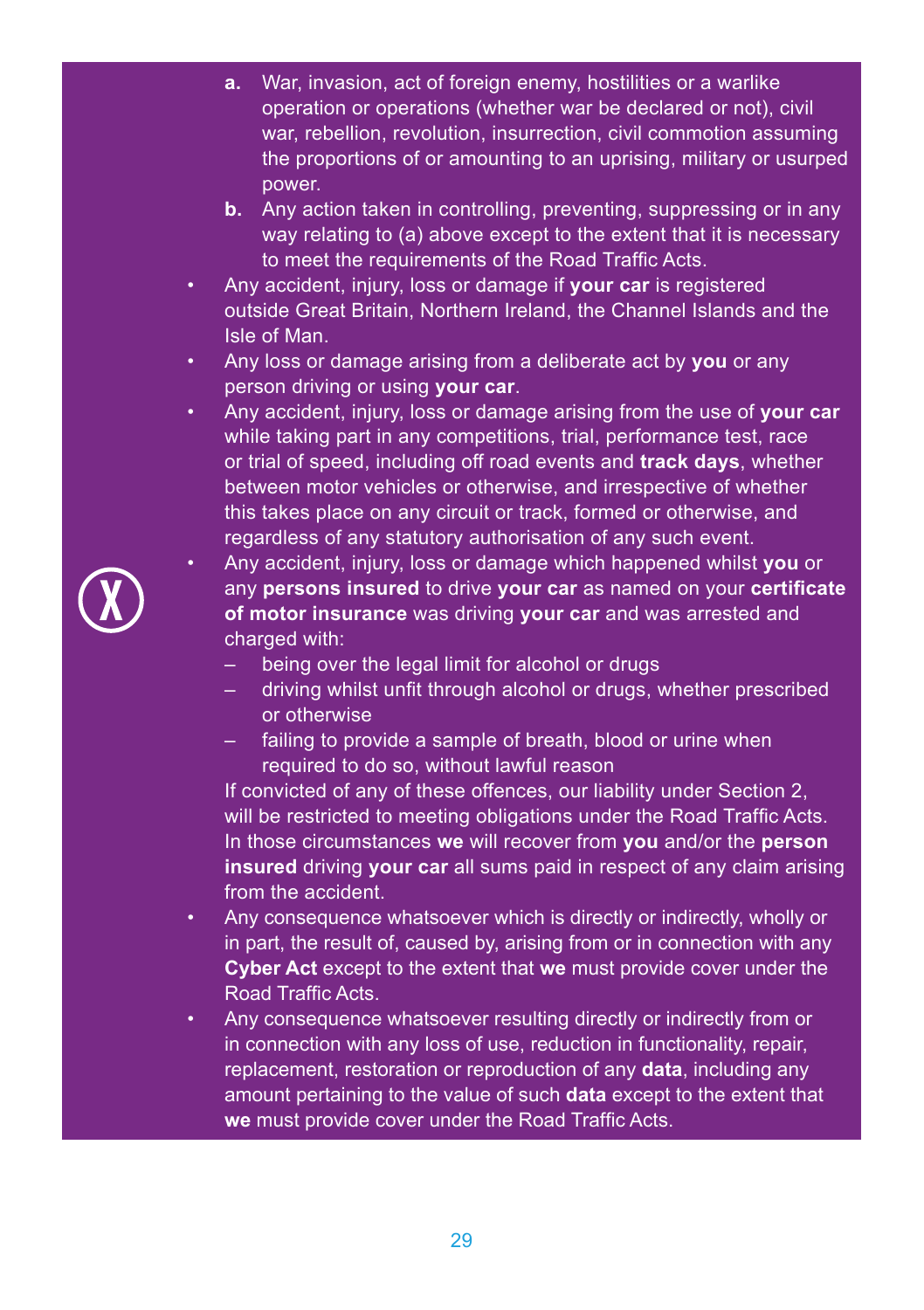a. War, invasion, act of foreign enemy, hostilities or a warlike operation or operations (whether war be declared or not), civil war, rebellion, revolution, insurrection, civil commotion assuming the proportions of or amounting to an uprising, military or usurped power.
b. Any action taken in controlling, preventing, suppressing or in any way relating to (a) above except to the extent that it is necessary to meet the requirements of the Road Traffic Acts.

- Any accident, injury, loss or damage if **your car** is registered outside Great Britain, Northern Ireland, the Channel Islands and the Isle of Man.
- Any loss or damage arising from a deliberate act by **you** or any person driving or using **your car**.
- Any accident, injury, loss or damage arising from the use of **your car** while taking part in any competitions, trial, performance test, race or trial of speed, including off road events and **track days**, whether between motor vehicles or otherwise, and irrespective of whether this takes place on any circuit or track, formed or otherwise, and regardless of any statutory authorisation of any such event.
- Any accident, injury, loss or damage which happened whilst **you** or any **persons insured** to drive **your car** as named on your **certificate of motor insurance** was driving **your car** and was arrested and charged with:
  - being over the legal limit for alcohol or drugs
  - driving whilst unfit through alcohol or drugs, whether prescribed or otherwise
  - failing to provide a sample of breath, blood or urine when required to do so, without lawful reason

  If convicted of any of these offences, our liability under Section 2, will be restricted to meeting obligations under the Road Traffic Acts. In those circumstances **we** will recover from **you** and/or the **person insured** driving **your car** all sums paid in respect of any claim arising from the accident.
- Any consequence whatsoever which is directly or indirectly, wholly or in part, the result of, caused by, arising from or in connection with any **Cyber Act** except to the extent that **we** must provide cover under the Road Traffic Acts.
- Any consequence whatsoever resulting directly or indirectly from or in connection with any loss of use, reduction in functionality, repair, replacement, restoration or reproduction of any **data**, including any amount pertaining to the value of such **data** except to the extent that **we** must provide cover under the Road Traffic Acts.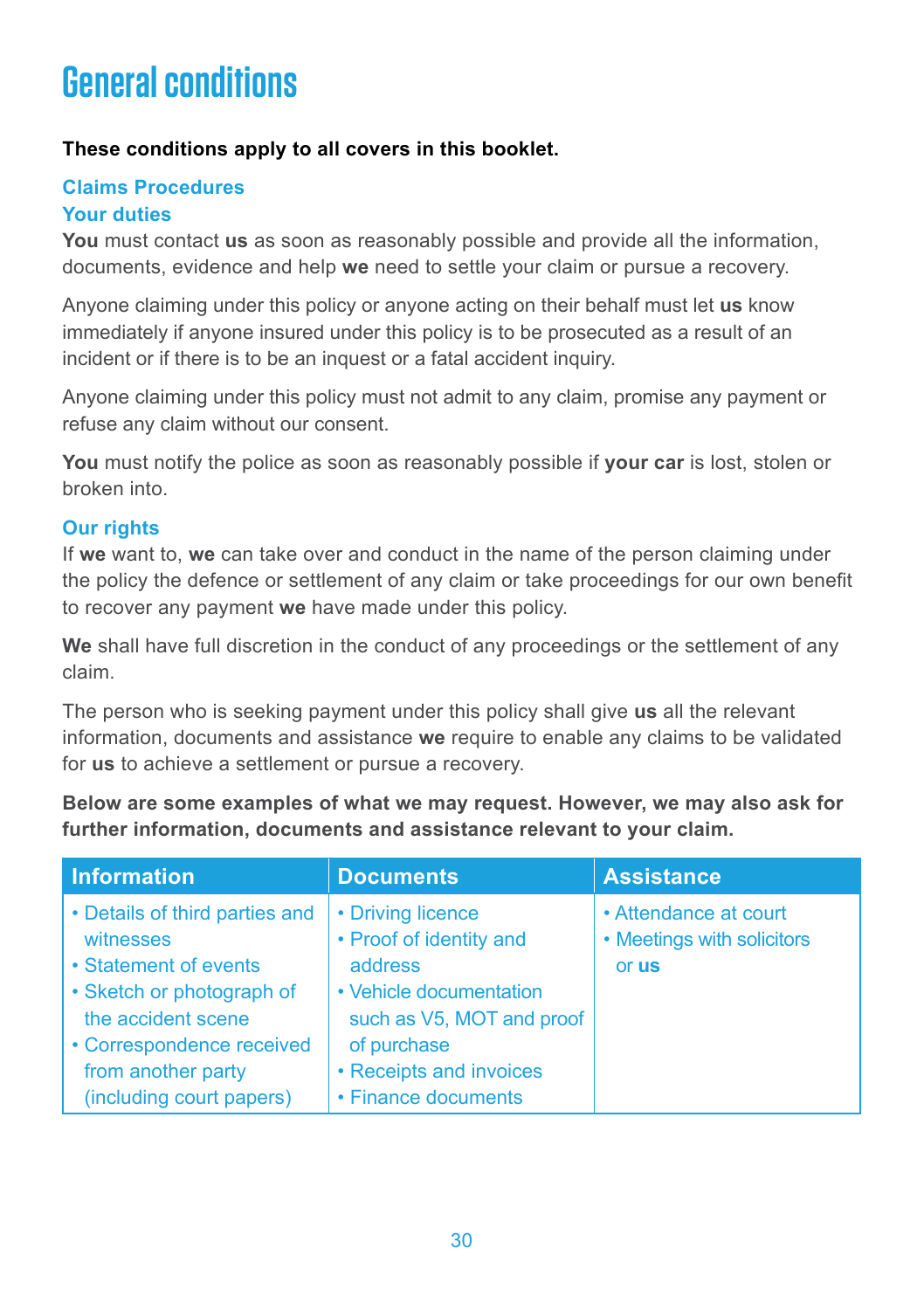# General conditions

**These conditions apply to all covers in this booklet.**

## Claims Procedures

### Your duties

**You** must contact **us** as soon as reasonably possible and provide all the information, documents, evidence and help **we** need to settle your claim or pursue a recovery.

Anyone claiming under this policy or anyone acting on their behalf must let **us** know immediately if anyone insured under this policy is to be prosecuted as a result of an incident or if there is to be an inquest or a fatal accident inquiry.

Anyone claiming under this policy must not admit to any claim, promise any payment or refuse any claim without our consent.

**You** must notify the police as soon as reasonably possible if **your car** is lost, stolen or broken into.

### Our rights

If **we** want to, **we** can take over and conduct in the name of the person claiming under the policy the defence or settlement of any claim or take proceedings for our own benefit to recover any payment **we** have made under this policy.

**We** shall have full discretion in the conduct of any proceedings or the settlement of any claim.

The person who is seeking payment under this policy shall give **us** all the relevant information, documents and assistance **we** require to enable any claims to be validated for **us** to achieve a settlement or pursue a recovery.

**Below are some examples of what we may request. However, we may also ask for further information, documents and assistance relevant to your claim.**

| Information | Documents | Assistance |
|---|---|---|
| • Details of third parties and witnesses<br>• Statement of events<br>• Sketch or photograph of the accident scene<br>• Correspondence received from another party (including court papers) | • Driving licence<br>• Proof of identity and address<br>• Vehicle documentation such as V5, MOT and proof of purchase<br>• Receipts and invoices<br>• Finance documents | • Attendance at court<br>• Meetings with solicitors or **us** |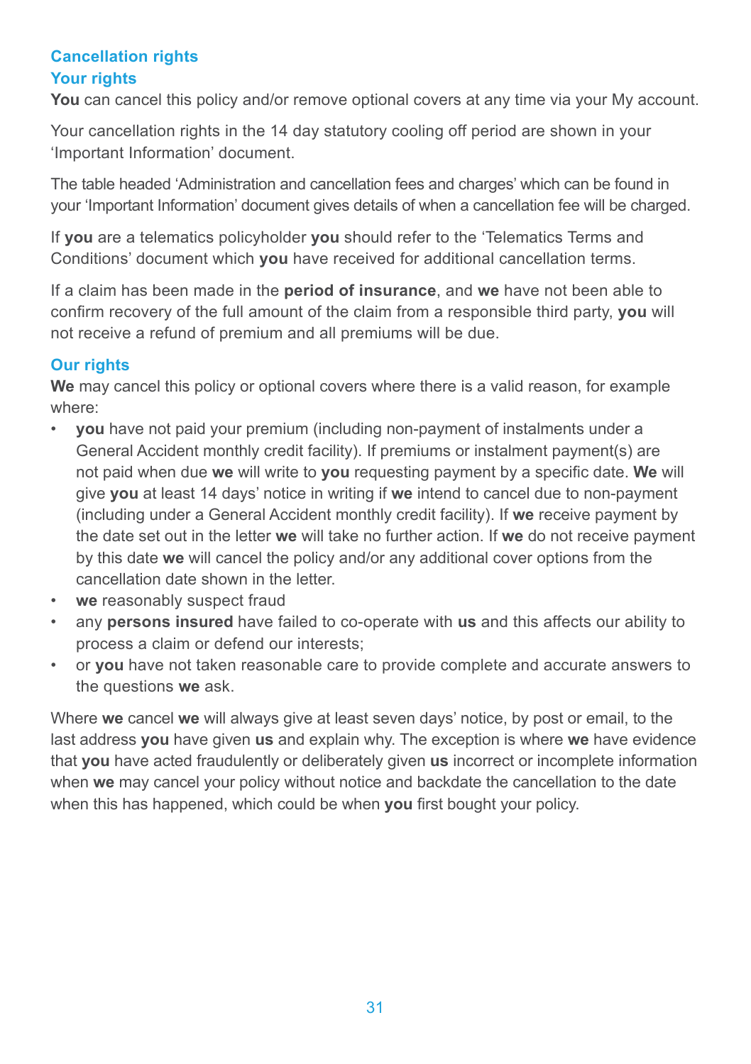## Cancellation rights

### Your rights

**You** can cancel this policy and/or remove optional covers at any time via your My account.

Your cancellation rights in the 14 day statutory cooling off period are shown in your 'Important Information' document.

The table headed 'Administration and cancellation fees and charges' which can be found in your 'Important Information' document gives details of when a cancellation fee will be charged.

If **you** are a telematics policyholder **you** should refer to the 'Telematics Terms and Conditions' document which **you** have received for additional cancellation terms.

If a claim has been made in the **period of insurance**, and **we** have not been able to confirm recovery of the full amount of the claim from a responsible third party, **you** will not receive a refund of premium and all premiums will be due.

### Our rights

**We** may cancel this policy or optional covers where there is a valid reason, for example where:

- **you** have not paid your premium (including non-payment of instalments under a General Accident monthly credit facility). If premiums or instalment payment(s) are not paid when due **we** will write to **you** requesting payment by a specific date. **We** will give **you** at least 14 days' notice in writing if **we** intend to cancel due to non-payment (including under a General Accident monthly credit facility). If **we** receive payment by the date set out in the letter **we** will take no further action. If **we** do not receive payment by this date **we** will cancel the policy and/or any additional cover options from the cancellation date shown in the letter.
- **we** reasonably suspect fraud
- any **persons insured** have failed to co-operate with **us** and this affects our ability to process a claim or defend our interests;
- or **you** have not taken reasonable care to provide complete and accurate answers to the questions **we** ask.

Where **we** cancel **we** will always give at least seven days' notice, by post or email, to the last address **you** have given **us** and explain why. The exception is where **we** have evidence that **you** have acted fraudulently or deliberately given **us** incorrect or incomplete information when **we** may cancel your policy without notice and backdate the cancellation to the date when this has happened, which could be when **you** first bought your policy.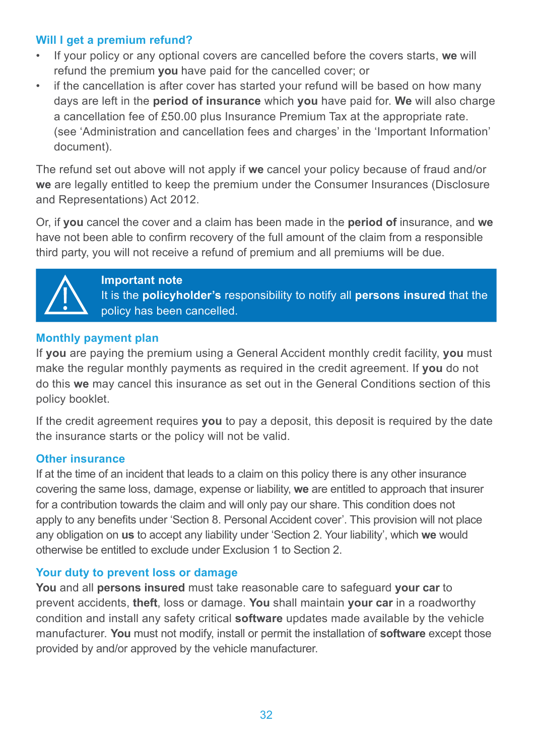### Will I get a premium refund?

- If your policy or any optional covers are cancelled before the covers starts, **we** will refund the premium **you** have paid for the cancelled cover; or
- if the cancellation is after cover has started your refund will be based on how many days are left in the **period of insurance** which **you** have paid for. **We** will also charge a cancellation fee of £50.00 plus Insurance Premium Tax at the appropriate rate. (see 'Administration and cancellation fees and charges' in the 'Important Information' document).

The refund set out above will not apply if **we** cancel your policy because of fraud and/or **we** are legally entitled to keep the premium under the Consumer Insurances (Disclosure and Representations) Act 2012.

Or, if **you** cancel the cover and a claim has been made in the **period of** insurance, and **we** have not been able to confirm recovery of the full amount of the claim from a responsible third party, you will not receive a refund of premium and all premiums will be due.

> **Important note**
> It is the **policyholder's** responsibility to notify all **persons insured** that the policy has been cancelled.

### Monthly payment plan

If **you** are paying the premium using a General Accident monthly credit facility, **you** must make the regular monthly payments as required in the credit agreement. If **you** do not do this **we** may cancel this insurance as set out in the General Conditions section of this policy booklet.

If the credit agreement requires **you** to pay a deposit, this deposit is required by the date the insurance starts or the policy will not be valid.

### Other insurance

If at the time of an incident that leads to a claim on this policy there is any other insurance covering the same loss, damage, expense or liability, **we** are entitled to approach that insurer for a contribution towards the claim and will only pay our share. This condition does not apply to any benefits under 'Section 8. Personal Accident cover'. This provision will not place any obligation on **us** to accept any liability under 'Section 2. Your liability', which **we** would otherwise be entitled to exclude under Exclusion 1 to Section 2.

### Your duty to prevent loss or damage

**You** and all **persons insured** must take reasonable care to safeguard **your car** to prevent accidents, **theft**, loss or damage. **You** shall maintain **your car** in a roadworthy condition and install any safety critical **software** updates made available by the vehicle manufacturer. **You** must not modify, install or permit the installation of **software** except those provided by and/or approved by the vehicle manufacturer.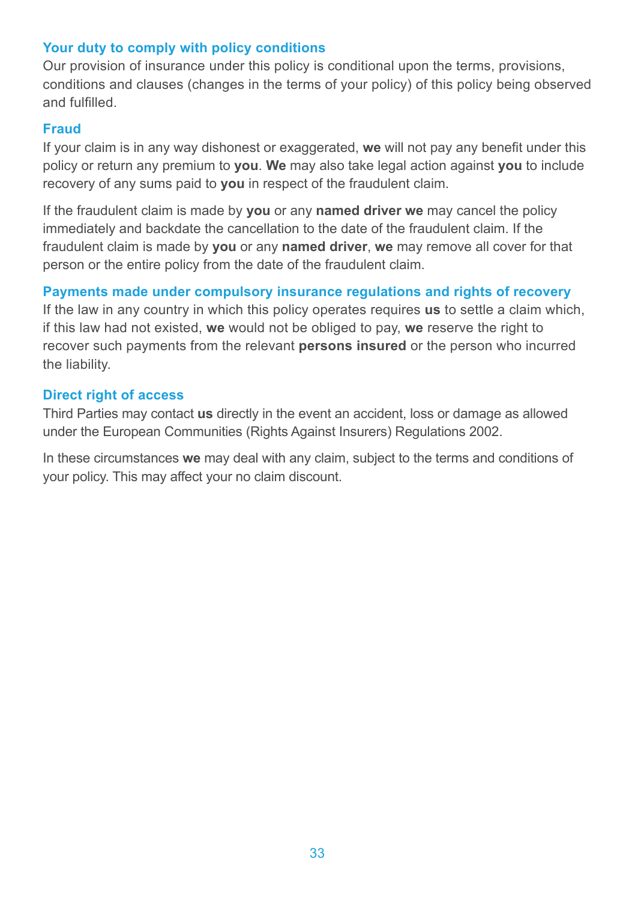## Your duty to comply with policy conditions

Our provision of insurance under this policy is conditional upon the terms, provisions, conditions and clauses (changes in the terms of your policy) of this policy being observed and fulfilled.

## Fraud

If your claim is in any way dishonest or exaggerated, **we** will not pay any benefit under this policy or return any premium to **you**. **We** may also take legal action against **you** to include recovery of any sums paid to **you** in respect of the fraudulent claim.

If the fraudulent claim is made by **you** or any **named driver we** may cancel the policy immediately and backdate the cancellation to the date of the fraudulent claim. If the fraudulent claim is made by **you** or any **named driver**, **we** may remove all cover for that person or the entire policy from the date of the fraudulent claim.

## Payments made under compulsory insurance regulations and rights of recovery

If the law in any country in which this policy operates requires **us** to settle a claim which, if this law had not existed, **we** would not be obliged to pay, **we** reserve the right to recover such payments from the relevant **persons insured** or the person who incurred the liability.

## Direct right of access

Third Parties may contact **us** directly in the event an accident, loss or damage as allowed under the European Communities (Rights Against Insurers) Regulations 2002.

In these circumstances **we** may deal with any claim, subject to the terms and conditions of your policy. This may affect your no claim discount.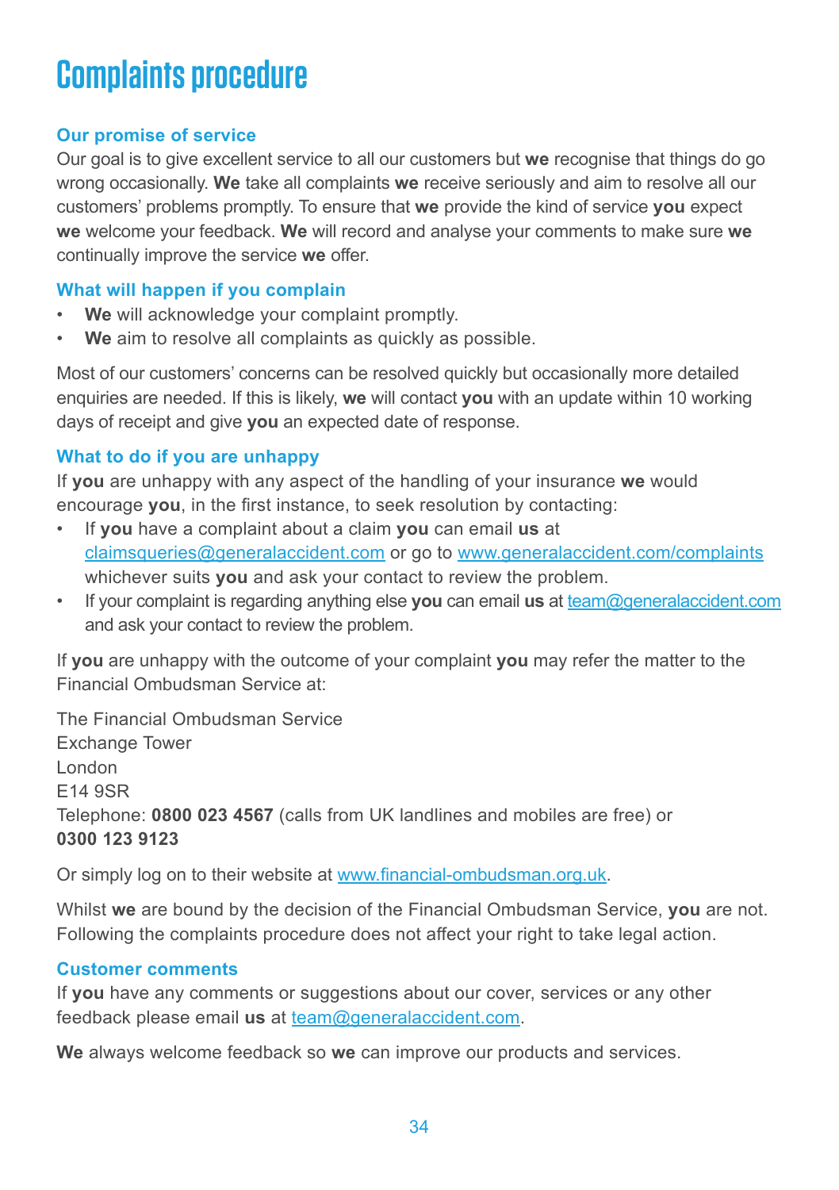# Complaints procedure

## Our promise of service

Our goal is to give excellent service to all our customers but **we** recognise that things do go wrong occasionally. **We** take all complaints **we** receive seriously and aim to resolve all our customers' problems promptly. To ensure that **we** provide the kind of service **you** expect **we** welcome your feedback. **We** will record and analyse your comments to make sure **we** continually improve the service **we** offer.

## What will happen if you complain

- **We** will acknowledge your complaint promptly.
- **We** aim to resolve all complaints as quickly as possible.

Most of our customers' concerns can be resolved quickly but occasionally more detailed enquiries are needed. If this is likely, **we** will contact **you** with an update within 10 working days of receipt and give **you** an expected date of response.

## What to do if you are unhappy

If **you** are unhappy with any aspect of the handling of your insurance **we** would encourage **you**, in the first instance, to seek resolution by contacting:

- If **you** have a complaint about a claim **you** can email **us** at claimsqueries@generalaccident.com or go to www.generalaccident.com/complaints whichever suits **you** and ask your contact to review the problem.
- If your complaint is regarding anything else **you** can email **us** at team@generalaccident.com and ask your contact to review the problem.

If **you** are unhappy with the outcome of your complaint **you** may refer the matter to the Financial Ombudsman Service at:

The Financial Ombudsman Service
Exchange Tower
London
E14 9SR
Telephone: **0800 023 4567** (calls from UK landlines and mobiles are free) or
**0300 123 9123**

Or simply log on to their website at www.financial-ombudsman.org.uk.

Whilst **we** are bound by the decision of the Financial Ombudsman Service, **you** are not. Following the complaints procedure does not affect your right to take legal action.

## Customer comments

If **you** have any comments or suggestions about our cover, services or any other feedback please email **us** at team@generalaccident.com.

**We** always welcome feedback so **we** can improve our products and services.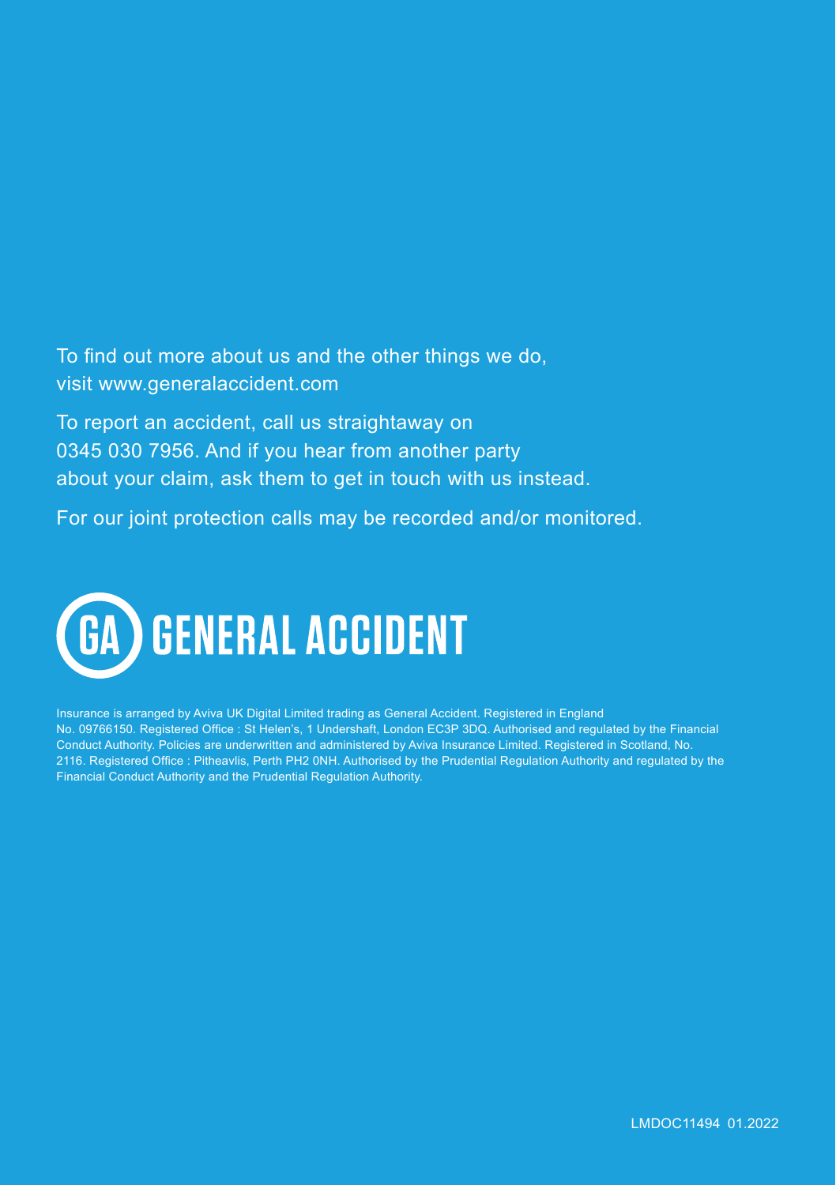To find out more about us and the other things we do, visit www.generalaccident.com

To report an accident, call us straightaway on 0345 030 7956. And if you hear from another party about your claim, ask them to get in touch with us instead.

For our joint protection calls may be recorded and/or monitored.

GA GENERAL ACCIDENT

Insurance is arranged by Aviva UK Digital Limited trading as General Accident. Registered in England No. 09766150. Registered Office : St Helen's, 1 Undershaft, London EC3P 3DQ. Authorised and regulated by the Financial Conduct Authority. Policies are underwritten and administered by Aviva Insurance Limited. Registered in Scotland, No. 2116. Registered Office : Pitheavlis, Perth PH2 0NH. Authorised by the Prudential Regulation Authority and regulated by the Financial Conduct Authority and the Prudential Regulation Authority.

LMDOC11494 01.2022